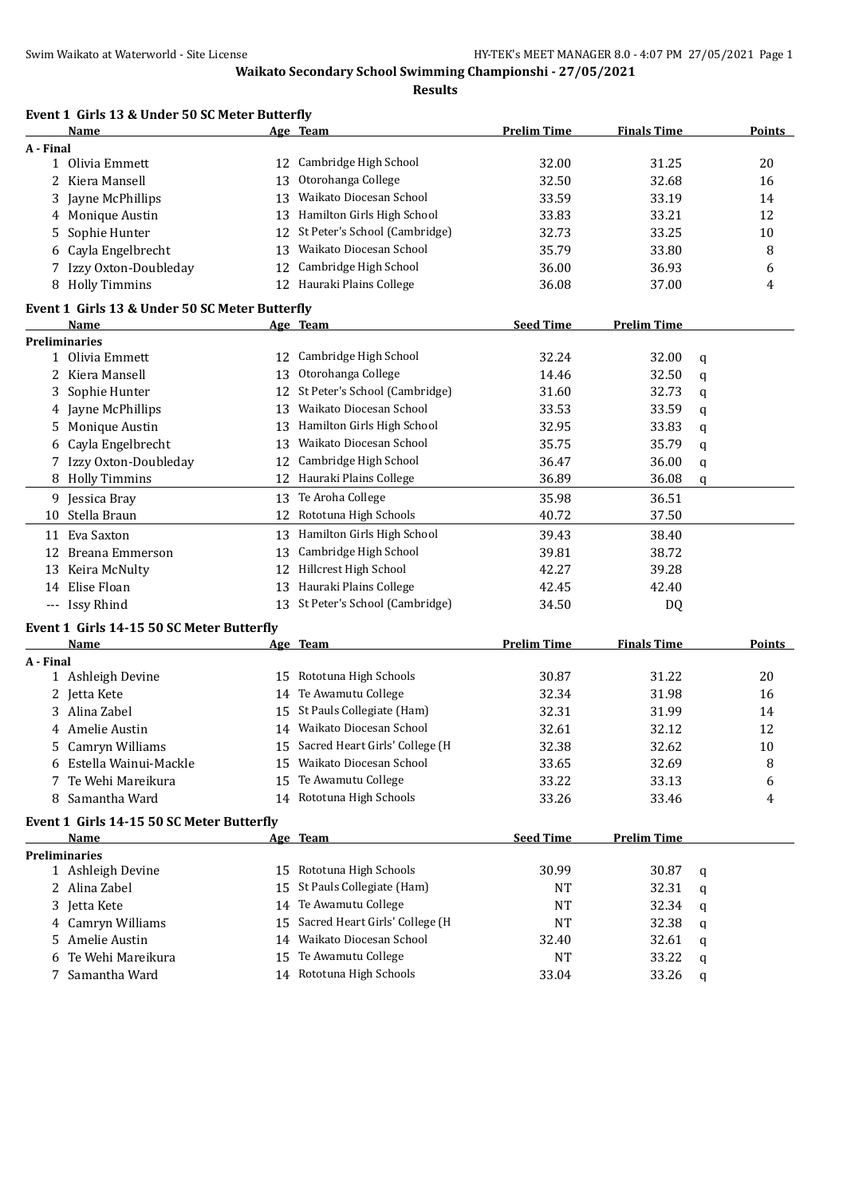Swim Waikato at Waterworld - Site License

HY-TEK's MEET MANAGER 8.0 - 4:07 PM 27/05/2021

# Waikato Secondary School Swimming Championshi - 27/05/2021

## Results

### Event 1 Girls 13 & Under 50 SC Meter Butterfly

| | Name | Age | Team | Prelim Time | Finals Time | Points |
|---|---|---|---|---|---|---|
| **A - Final** | | | | | | |
| 1 | Olivia Emmett | 12 | Cambridge High School | 32.00 | 31.25 | 20 |
| 2 | Kiera Mansell | 13 | Otorohanga College | 32.50 | 32.68 | 16 |
| 3 | Jayne McPhillips | 13 | Waikato Diocesan School | 33.59 | 33.19 | 14 |
| 4 | Monique Austin | 13 | Hamilton Girls High School | 33.83 | 33.21 | 12 |
| 5 | Sophie Hunter | 12 | St Peter's School (Cambridge) | 32.73 | 33.25 | 10 |
| 6 | Cayla Engelbrecht | 13 | Waikato Diocesan School | 35.79 | 33.80 | 8 |
| 7 | Izzy Oxton-Doubleday | 12 | Cambridge High School | 36.00 | 36.93 | 6 |
| 8 | Holly Timmins | 12 | Hauraki Plains College | 36.08 | 37.00 | 4 |

### Event 1 Girls 13 & Under 50 SC Meter Butterfly

| | Name | Age | Team | Seed Time | Prelim Time | |
|---|---|---|---|---|---|---|
| **Preliminaries** | | | | | | |
| 1 | Olivia Emmett | 12 | Cambridge High School | 32.24 | 32.00 | q |
| 2 | Kiera Mansell | 13 | Otorohanga College | 14.46 | 32.50 | q |
| 3 | Sophie Hunter | 12 | St Peter's School (Cambridge) | 31.60 | 32.73 | q |
| 4 | Jayne McPhillips | 13 | Waikato Diocesan School | 33.53 | 33.59 | q |
| 5 | Monique Austin | 13 | Hamilton Girls High School | 32.95 | 33.83 | q |
| 6 | Cayla Engelbrecht | 13 | Waikato Diocesan School | 35.75 | 35.79 | q |
| 7 | Izzy Oxton-Doubleday | 12 | Cambridge High School | 36.47 | 36.00 | q |
| 8 | Holly Timmins | 12 | Hauraki Plains College | 36.89 | 36.08 | q |
| 9 | Jessica Bray | 13 | Te Aroha College | 35.98 | 36.51 | |
| 10 | Stella Braun | 12 | Rototuna High Schools | 40.72 | 37.50 | |
| 11 | Eva Saxton | 13 | Hamilton Girls High School | 39.43 | 38.40 | |
| 12 | Breana Emmerson | 13 | Cambridge High School | 39.81 | 38.72 | |
| 13 | Keira McNulty | 12 | Hillcrest High School | 42.27 | 39.28 | |
| 14 | Elise Floan | 13 | Hauraki Plains College | 42.45 | 42.40 | |
| --- | Issy Rhind | 13 | St Peter's School (Cambridge) | 34.50 | DQ | |

### Event 1 Girls 14-15 50 SC Meter Butterfly

| | Name | Age | Team | Prelim Time | Finals Time | Points |
|---|---|---|---|---|---|---|
| **A - Final** | | | | | | |
| 1 | Ashleigh Devine | 15 | Rototuna High Schools | 30.87 | 31.22 | 20 |
| 2 | Jetta Kete | 14 | Te Awamutu College | 32.34 | 31.98 | 16 |
| 3 | Alina Zabel | 15 | St Pauls Collegiate (Ham) | 32.31 | 31.99 | 14 |
| 4 | Amelie Austin | 14 | Waikato Diocesan School | 32.61 | 32.12 | 12 |
| 5 | Camryn Williams | 15 | Sacred Heart Girls' College (H | 32.38 | 32.62 | 10 |
| 6 | Estella Wainui-Mackle | 15 | Waikato Diocesan School | 33.65 | 32.69 | 8 |
| 7 | Te Wehi Mareikura | 15 | Te Awamutu College | 33.22 | 33.13 | 6 |
| 8 | Samantha Ward | 14 | Rototuna High Schools | 33.26 | 33.46 | 4 |

### Event 1 Girls 14-15 50 SC Meter Butterfly

| | Name | Age | Team | Seed Time | Prelim Time | |
|---|---|---|---|---|---|---|
| **Preliminaries** | | | | | | |
| 1 | Ashleigh Devine | 15 | Rototuna High Schools | 30.99 | 30.87 | q |
| 2 | Alina Zabel | 15 | St Pauls Collegiate (Ham) | NT | 32.31 | q |
| 3 | Jetta Kete | 14 | Te Awamutu College | NT | 32.34 | q |
| 4 | Camryn Williams | 15 | Sacred Heart Girls' College (H | NT | 32.38 | q |
| 5 | Amelie Austin | 14 | Waikato Diocesan School | 32.40 | 32.61 | q |
| 6 | Te Wehi Mareikura | 15 | Te Awamutu College | NT | 33.22 | q |
| 7 | Samantha Ward | 14 | Rototuna High Schools | 33.04 | 33.26 | q |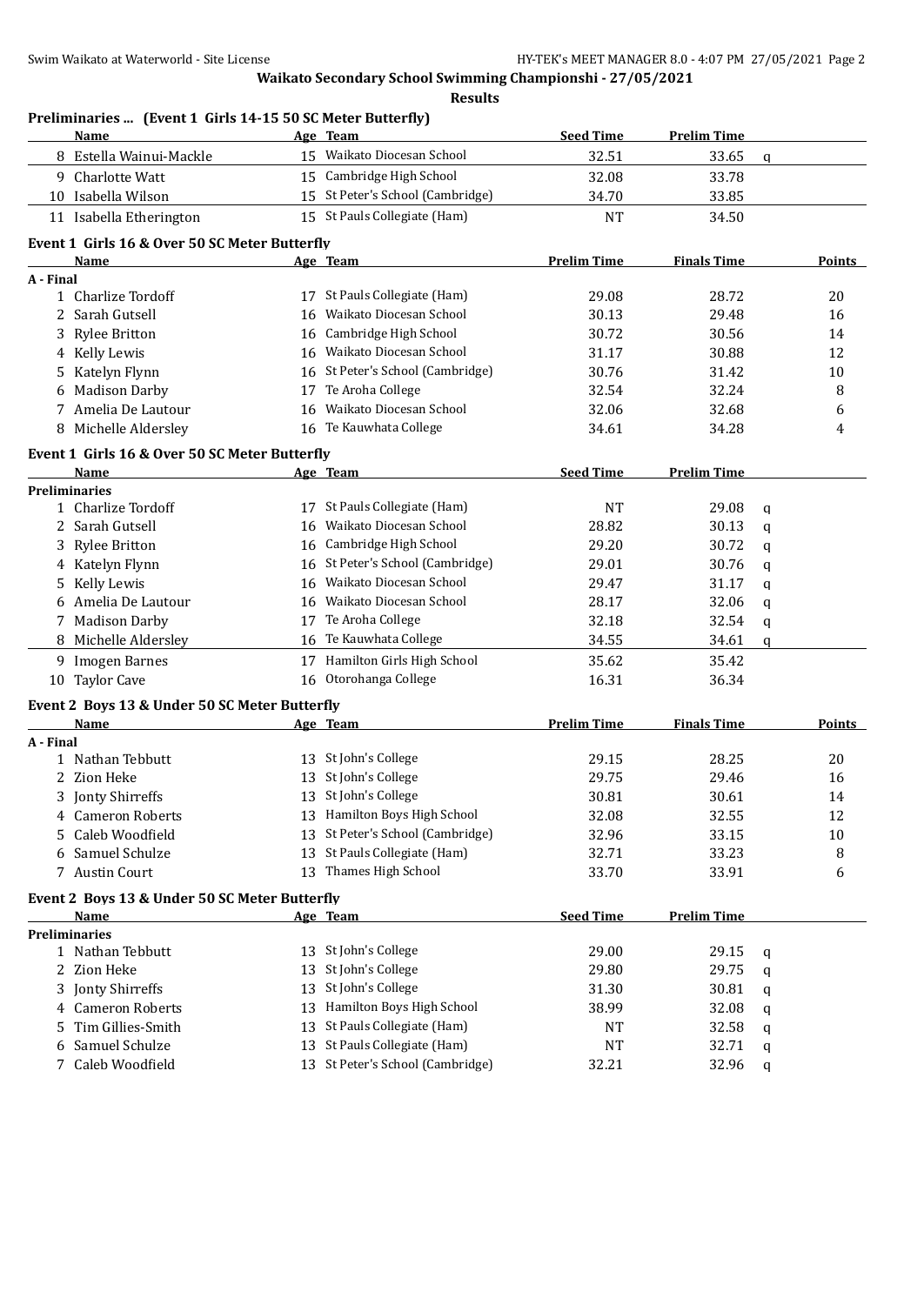**Waikato Secondary School Swimming Championshi - 27/05/2021**

**Results**

### Preliminaries ... (Event 1 Girls 14-15 50 SC Meter Butterfly)

| | Name | Age | Team | Seed Time | Prelim Time | |
|---|---|---|---|---|---|---|
| 8 | Estella Wainui-Mackle | 15 | Waikato Diocesan School | 32.51 | 33.65 | q |
| 9 | Charlotte Watt | 15 | Cambridge High School | 32.08 | 33.78 | |
| 10 | Isabella Wilson | 15 | St Peter's School (Cambridge) | 34.70 | 33.85 | |
| 11 | Isabella Etherington | 15 | St Pauls Collegiate (Ham) | NT | 34.50 | |

### Event 1 Girls 16 & Over 50 SC Meter Butterfly

| | Name | Age | Team | Prelim Time | Finals Time | Points |
|---|---|---|---|---|---|---|
| **A - Final** | | | | | | |
| 1 | Charlize Tordoff | 17 | St Pauls Collegiate (Ham) | 29.08 | 28.72 | 20 |
| 2 | Sarah Gutsell | 16 | Waikato Diocesan School | 30.13 | 29.48 | 16 |
| 3 | Rylee Britton | 16 | Cambridge High School | 30.72 | 30.56 | 14 |
| 4 | Kelly Lewis | 16 | Waikato Diocesan School | 31.17 | 30.88 | 12 |
| 5 | Katelyn Flynn | 16 | St Peter's School (Cambridge) | 30.76 | 31.42 | 10 |
| 6 | Madison Darby | 17 | Te Aroha College | 32.54 | 32.24 | 8 |
| 7 | Amelia De Lautour | 16 | Waikato Diocesan School | 32.06 | 32.68 | 6 |
| 8 | Michelle Aldersley | 16 | Te Kauwhata College | 34.61 | 34.28 | 4 |

### Event 1 Girls 16 & Over 50 SC Meter Butterfly

| | Name | Age | Team | Seed Time | Prelim Time | |
|---|---|---|---|---|---|---|
| **Preliminaries** | | | | | | |
| 1 | Charlize Tordoff | 17 | St Pauls Collegiate (Ham) | NT | 29.08 | q |
| 2 | Sarah Gutsell | 16 | Waikato Diocesan School | 28.82 | 30.13 | q |
| 3 | Rylee Britton | 16 | Cambridge High School | 29.20 | 30.72 | q |
| 4 | Katelyn Flynn | 16 | St Peter's School (Cambridge) | 29.01 | 30.76 | q |
| 5 | Kelly Lewis | 16 | Waikato Diocesan School | 29.47 | 31.17 | q |
| 6 | Amelia De Lautour | 16 | Waikato Diocesan School | 28.17 | 32.06 | q |
| 7 | Madison Darby | 17 | Te Aroha College | 32.18 | 32.54 | q |
| 8 | Michelle Aldersley | 16 | Te Kauwhata College | 34.55 | 34.61 | q |
| 9 | Imogen Barnes | 17 | Hamilton Girls High School | 35.62 | 35.42 | |
| 10 | Taylor Cave | 16 | Otorohanga College | 16.31 | 36.34 | |

### Event 2 Boys 13 & Under 50 SC Meter Butterfly

| | Name | Age | Team | Prelim Time | Finals Time | Points |
|---|---|---|---|---|---|---|
| **A - Final** | | | | | | |
| 1 | Nathan Tebbutt | 13 | St John's College | 29.15 | 28.25 | 20 |
| 2 | Zion Heke | 13 | St John's College | 29.75 | 29.46 | 16 |
| 3 | Jonty Shirreffs | 13 | St John's College | 30.81 | 30.61 | 14 |
| 4 | Cameron Roberts | 13 | Hamilton Boys High School | 32.08 | 32.55 | 12 |
| 5 | Caleb Woodfield | 13 | St Peter's School (Cambridge) | 32.96 | 33.15 | 10 |
| 6 | Samuel Schulze | 13 | St Pauls Collegiate (Ham) | 32.71 | 33.23 | 8 |
| 7 | Austin Court | 13 | Thames High School | 33.70 | 33.91 | 6 |

### Event 2 Boys 13 & Under 50 SC Meter Butterfly

| | Name | Age | Team | Seed Time | Prelim Time | |
|---|---|---|---|---|---|---|
| **Preliminaries** | | | | | | |
| 1 | Nathan Tebbutt | 13 | St John's College | 29.00 | 29.15 | q |
| 2 | Zion Heke | 13 | St John's College | 29.80 | 29.75 | q |
| 3 | Jonty Shirreffs | 13 | St John's College | 31.30 | 30.81 | q |
| 4 | Cameron Roberts | 13 | Hamilton Boys High School | 38.99 | 32.08 | q |
| 5 | Tim Gillies-Smith | 13 | St Pauls Collegiate (Ham) | NT | 32.58 | q |
| 6 | Samuel Schulze | 13 | St Pauls Collegiate (Ham) | NT | 32.71 | q |
| 7 | Caleb Woodfield | 13 | St Peter's School (Cambridge) | 32.21 | 32.96 | q |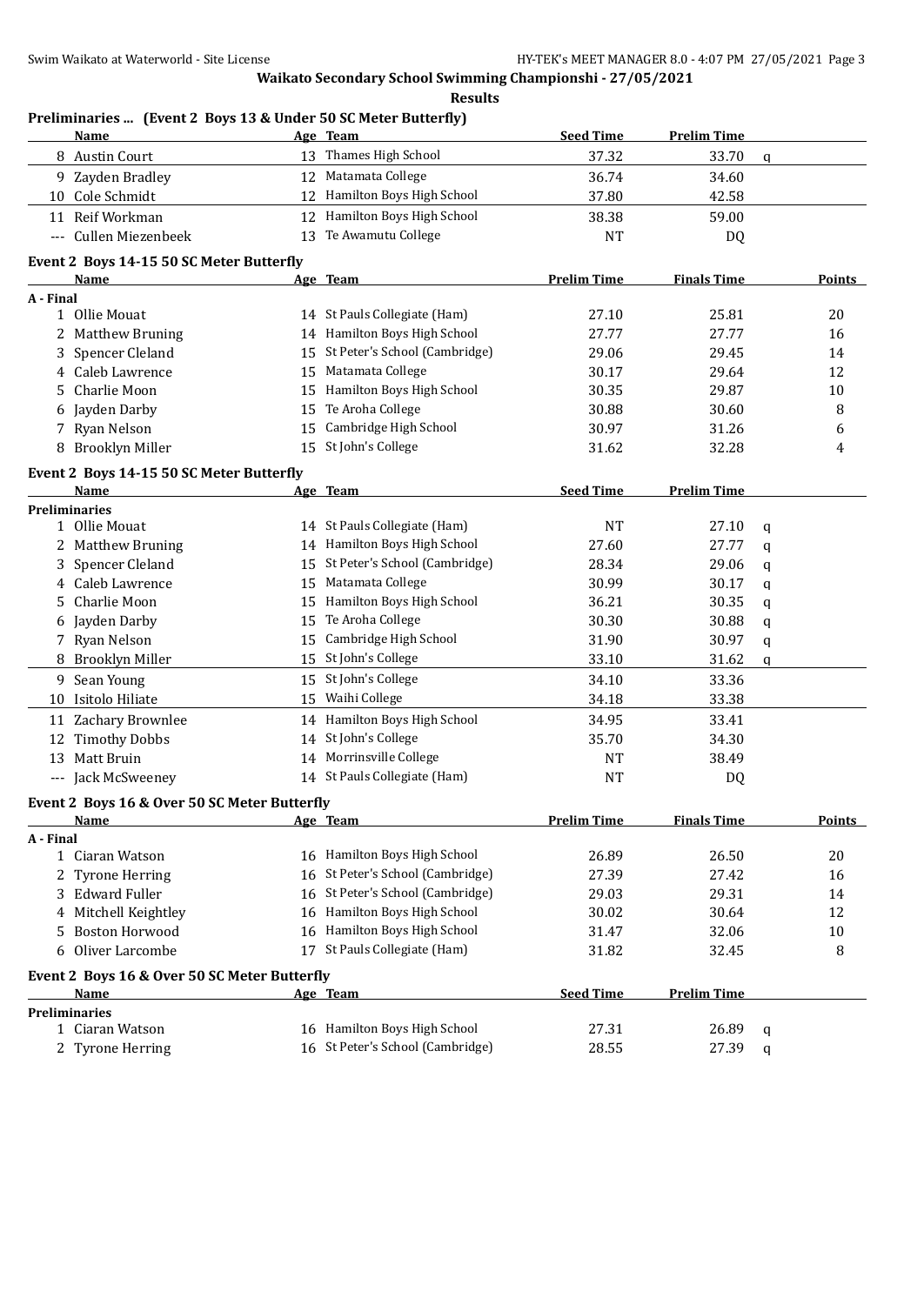Waikato Secondary School Swimming Championshi - 27/05/2021

**Results**

### Preliminaries ... (Event 2 Boys 13 & Under 50 SC Meter Butterfly)

| | Name | Age | Team | Seed Time | Prelim Time | |
|---|---|---|---|---|---|---|
| 8 | Austin Court | 13 | Thames High School | 37.32 | 33.70 | q |
| 9 | Zayden Bradley | 12 | Matamata College | 36.74 | 34.60 | |
| 10 | Cole Schmidt | 12 | Hamilton Boys High School | 37.80 | 42.58 | |
| 11 | Reif Workman | 12 | Hamilton Boys High School | 38.38 | 59.00 | |
| --- | Cullen Miezenbeek | 13 | Te Awamutu College | NT | DQ | |

### Event 2 Boys 14-15 50 SC Meter Butterfly

| | Name | Age | Team | Prelim Time | Finals Time | Points |
|---|---|---|---|---|---|---|
| **A - Final** | | | | | | |
| 1 | Ollie Mouat | 14 | St Pauls Collegiate (Ham) | 27.10 | 25.81 | 20 |
| 2 | Matthew Bruning | 14 | Hamilton Boys High School | 27.77 | 27.77 | 16 |
| 3 | Spencer Cleland | 15 | St Peter's School (Cambridge) | 29.06 | 29.45 | 14 |
| 4 | Caleb Lawrence | 15 | Matamata College | 30.17 | 29.64 | 12 |
| 5 | Charlie Moon | 15 | Hamilton Boys High School | 30.35 | 29.87 | 10 |
| 6 | Jayden Darby | 15 | Te Aroha College | 30.88 | 30.60 | 8 |
| 7 | Ryan Nelson | 15 | Cambridge High School | 30.97 | 31.26 | 6 |
| 8 | Brooklyn Miller | 15 | St John's College | 31.62 | 32.28 | 4 |

### Event 2 Boys 14-15 50 SC Meter Butterfly

| | Name | Age | Team | Seed Time | Prelim Time | |
|---|---|---|---|---|---|---|
| **Preliminaries** | | | | | | |
| 1 | Ollie Mouat | 14 | St Pauls Collegiate (Ham) | NT | 27.10 | q |
| 2 | Matthew Bruning | 14 | Hamilton Boys High School | 27.60 | 27.77 | q |
| 3 | Spencer Cleland | 15 | St Peter's School (Cambridge) | 28.34 | 29.06 | q |
| 4 | Caleb Lawrence | 15 | Matamata College | 30.99 | 30.17 | q |
| 5 | Charlie Moon | 15 | Hamilton Boys High School | 36.21 | 30.35 | q |
| 6 | Jayden Darby | 15 | Te Aroha College | 30.30 | 30.88 | q |
| 7 | Ryan Nelson | 15 | Cambridge High School | 31.90 | 30.97 | q |
| 8 | Brooklyn Miller | 15 | St John's College | 33.10 | 31.62 | q |
| 9 | Sean Young | 15 | St John's College | 34.10 | 33.36 | |
| 10 | Isitolo Hiliate | 15 | Waihi College | 34.18 | 33.38 | |
| 11 | Zachary Brownlee | 14 | Hamilton Boys High School | 34.95 | 33.41 | |
| 12 | Timothy Dobbs | 14 | St John's College | 35.70 | 34.30 | |
| 13 | Matt Bruin | 14 | Morrinsville College | NT | 38.49 | |
| --- | Jack McSweeney | 14 | St Pauls Collegiate (Ham) | NT | DQ | |

### Event 2 Boys 16 & Over 50 SC Meter Butterfly

| | Name | Age | Team | Prelim Time | Finals Time | Points |
|---|---|---|---|---|---|---|
| **A - Final** | | | | | | |
| 1 | Ciaran Watson | 16 | Hamilton Boys High School | 26.89 | 26.50 | 20 |
| 2 | Tyrone Herring | 16 | St Peter's School (Cambridge) | 27.39 | 27.42 | 16 |
| 3 | Edward Fuller | 16 | St Peter's School (Cambridge) | 29.03 | 29.31 | 14 |
| 4 | Mitchell Keightley | 16 | Hamilton Boys High School | 30.02 | 30.64 | 12 |
| 5 | Boston Horwood | 16 | Hamilton Boys High School | 31.47 | 32.06 | 10 |
| 6 | Oliver Larcombe | 17 | St Pauls Collegiate (Ham) | 31.82 | 32.45 | 8 |

### Event 2 Boys 16 & Over 50 SC Meter Butterfly

| | Name | Age | Team | Seed Time | Prelim Time | |
|---|---|---|---|---|---|---|
| **Preliminaries** | | | | | | |
| 1 | Ciaran Watson | 16 | Hamilton Boys High School | 27.31 | 26.89 | q |
| 2 | Tyrone Herring | 16 | St Peter's School (Cambridge) | 28.55 | 27.39 | q |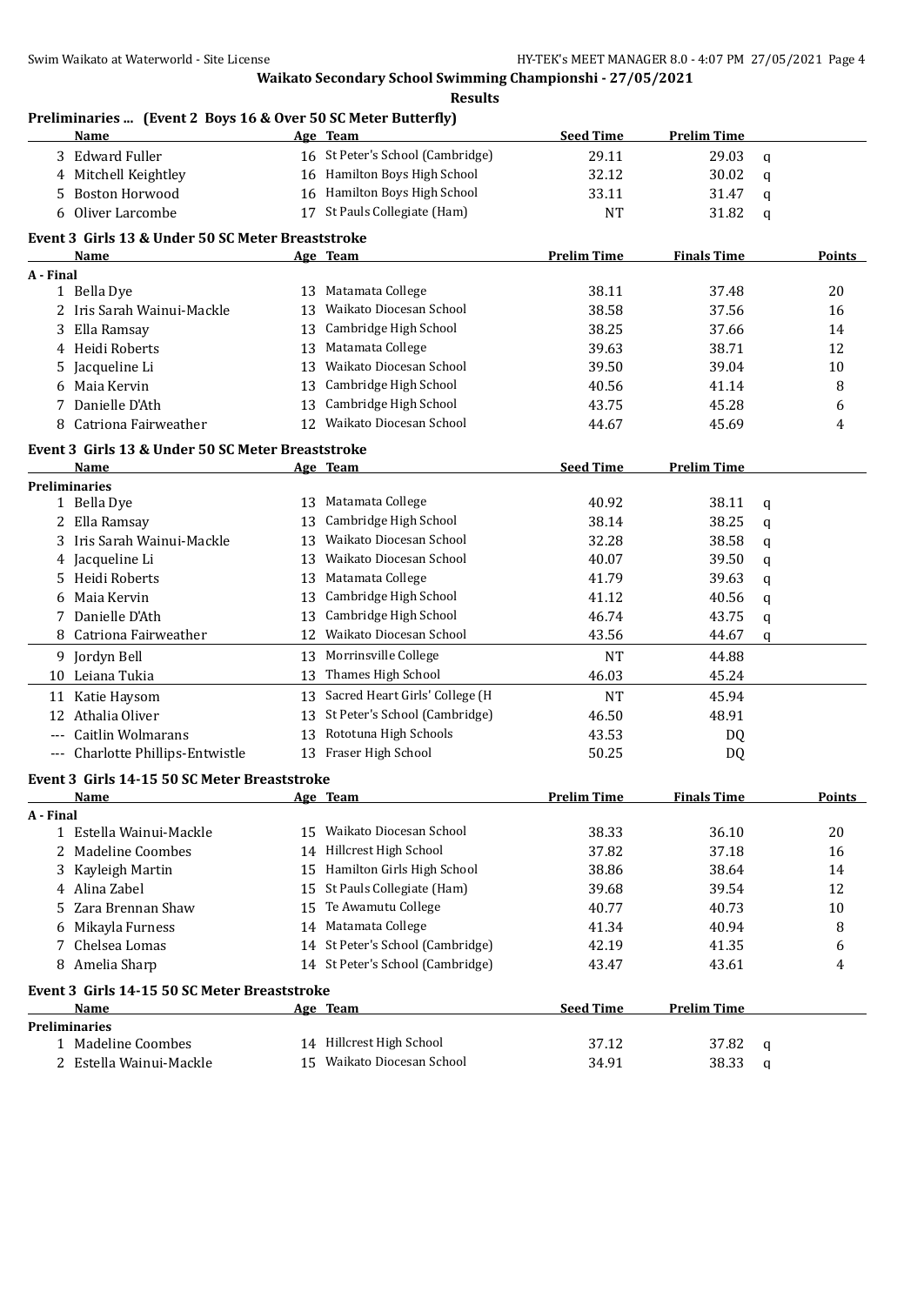# Waikato Secondary School Swimming Championshi - 27/05/2021

## Results

### Preliminaries ... (Event 2 Boys 16 & Over 50 SC Meter Butterfly)

| | Name | Age | Team | Seed Time | Prelim Time | |
|---|---|---|---|---|---|---|
| 3 | Edward Fuller | 16 | St Peter's School (Cambridge) | 29.11 | 29.03 | q |
| 4 | Mitchell Keightley | 16 | Hamilton Boys High School | 32.12 | 30.02 | q |
| 5 | Boston Horwood | 16 | Hamilton Boys High School | 33.11 | 31.47 | q |
| 6 | Oliver Larcombe | 17 | St Pauls Collegiate (Ham) | NT | 31.82 | q |

### Event 3 Girls 13 & Under 50 SC Meter Breaststroke

| | Name | Age | Team | Prelim Time | Finals Time | Points |
|---|---|---|---|---|---|---|
| **A - Final** | | | | | | |
| 1 | Bella Dye | 13 | Matamata College | 38.11 | 37.48 | 20 |
| 2 | Iris Sarah Wainui-Mackle | 13 | Waikato Diocesan School | 38.58 | 37.56 | 16 |
| 3 | Ella Ramsay | 13 | Cambridge High School | 38.25 | 37.66 | 14 |
| 4 | Heidi Roberts | 13 | Matamata College | 39.63 | 38.71 | 12 |
| 5 | Jacqueline Li | 13 | Waikato Diocesan School | 39.50 | 39.04 | 10 |
| 6 | Maia Kervin | 13 | Cambridge High School | 40.56 | 41.14 | 8 |
| 7 | Danielle D'Ath | 13 | Cambridge High School | 43.75 | 45.28 | 6 |
| 8 | Catriona Fairweather | 12 | Waikato Diocesan School | 44.67 | 45.69 | 4 |

### Event 3 Girls 13 & Under 50 SC Meter Breaststroke

| | Name | Age | Team | Seed Time | Prelim Time | |
|---|---|---|---|---|---|---|
| **Preliminaries** | | | | | | |
| 1 | Bella Dye | 13 | Matamata College | 40.92 | 38.11 | q |
| 2 | Ella Ramsay | 13 | Cambridge High School | 38.14 | 38.25 | q |
| 3 | Iris Sarah Wainui-Mackle | 13 | Waikato Diocesan School | 32.28 | 38.58 | q |
| 4 | Jacqueline Li | 13 | Waikato Diocesan School | 40.07 | 39.50 | q |
| 5 | Heidi Roberts | 13 | Matamata College | 41.79 | 39.63 | q |
| 6 | Maia Kervin | 13 | Cambridge High School | 41.12 | 40.56 | q |
| 7 | Danielle D'Ath | 13 | Cambridge High School | 46.74 | 43.75 | q |
| 8 | Catriona Fairweather | 12 | Waikato Diocesan School | 43.56 | 44.67 | q |
| 9 | Jordyn Bell | 13 | Morrinsville College | NT | 44.88 | |
| 10 | Leiana Tukia | 13 | Thames High School | 46.03 | 45.24 | |
| 11 | Katie Haysom | 13 | Sacred Heart Girls' College (H | NT | 45.94 | |
| 12 | Athalia Oliver | 13 | St Peter's School (Cambridge) | 46.50 | 48.91 | |
| --- | Caitlin Wolmarans | 13 | Rototuna High Schools | 43.53 | DQ | |
| --- | Charlotte Phillips-Entwistle | 13 | Fraser High School | 50.25 | DQ | |

### Event 3 Girls 14-15 50 SC Meter Breaststroke

| | Name | Age | Team | Prelim Time | Finals Time | Points |
|---|---|---|---|---|---|---|
| **A - Final** | | | | | | |
| 1 | Estella Wainui-Mackle | 15 | Waikato Diocesan School | 38.33 | 36.10 | 20 |
| 2 | Madeline Coombes | 14 | Hillcrest High School | 37.82 | 37.18 | 16 |
| 3 | Kayleigh Martin | 15 | Hamilton Girls High School | 38.86 | 38.64 | 14 |
| 4 | Alina Zabel | 15 | St Pauls Collegiate (Ham) | 39.68 | 39.54 | 12 |
| 5 | Zara Brennan Shaw | 15 | Te Awamutu College | 40.77 | 40.73 | 10 |
| 6 | Mikayla Furness | 14 | Matamata College | 41.34 | 40.94 | 8 |
| 7 | Chelsea Lomas | 14 | St Peter's School (Cambridge) | 42.19 | 41.35 | 6 |
| 8 | Amelia Sharp | 14 | St Peter's School (Cambridge) | 43.47 | 43.61 | 4 |

### Event 3 Girls 14-15 50 SC Meter Breaststroke

| | Name | Age | Team | Seed Time | Prelim Time | |
|---|---|---|---|---|---|---|
| **Preliminaries** | | | | | | |
| 1 | Madeline Coombes | 14 | Hillcrest High School | 37.12 | 37.82 | q |
| 2 | Estella Wainui-Mackle | 15 | Waikato Diocesan School | 34.91 | 38.33 | q |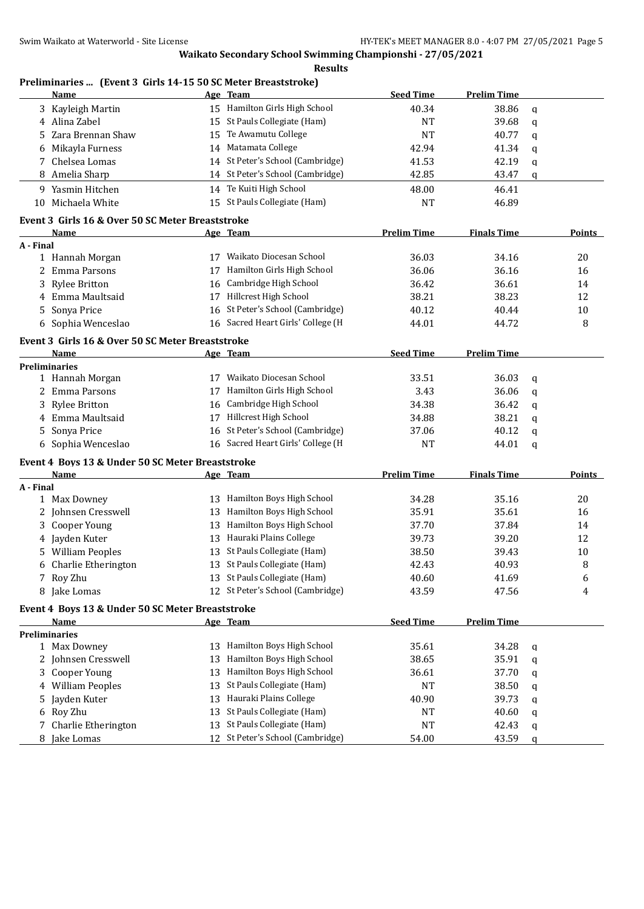**Waikato Secondary School Swimming Championshi - 27/05/2021**

**Results**

## Preliminaries ... (Event 3 Girls 14-15 50 SC Meter Breaststroke)

| | Name | Age | Team | Seed Time | Prelim Time | |
|---|---|---|---|---|---|---|
| 3 | Kayleigh Martin | 15 | Hamilton Girls High School | 40.34 | 38.86 | q |
| 4 | Alina Zabel | 15 | St Pauls Collegiate (Ham) | NT | 39.68 | q |
| 5 | Zara Brennan Shaw | 15 | Te Awamutu College | NT | 40.77 | q |
| 6 | Mikayla Furness | 14 | Matamata College | 42.94 | 41.34 | q |
| 7 | Chelsea Lomas | 14 | St Peter's School (Cambridge) | 41.53 | 42.19 | q |
| 8 | Amelia Sharp | 14 | St Peter's School (Cambridge) | 42.85 | 43.47 | q |
| 9 | Yasmin Hitchen | 14 | Te Kuiti High School | 48.00 | 46.41 | |
| 10 | Michaela White | 15 | St Pauls Collegiate (Ham) | NT | 46.89 | |

## Event 3 Girls 16 & Over 50 SC Meter Breaststroke

| | Name | Age | Team | Prelim Time | Finals Time | Points |
|---|---|---|---|---|---|---|
| **A - Final** | | | | | | |
| 1 | Hannah Morgan | 17 | Waikato Diocesan School | 36.03 | 34.16 | 20 |
| 2 | Emma Parsons | 17 | Hamilton Girls High School | 36.06 | 36.16 | 16 |
| 3 | Rylee Britton | 16 | Cambridge High School | 36.42 | 36.61 | 14 |
| 4 | Emma Maultsaid | 17 | Hillcrest High School | 38.21 | 38.23 | 12 |
| 5 | Sonya Price | 16 | St Peter's School (Cambridge) | 40.12 | 40.44 | 10 |
| 6 | Sophia Wenceslao | 16 | Sacred Heart Girls' College (H | 44.01 | 44.72 | 8 |

## Event 3 Girls 16 & Over 50 SC Meter Breaststroke

| | Name | Age | Team | Seed Time | Prelim Time | |
|---|---|---|---|---|---|---|
| **Preliminaries** | | | | | | |
| 1 | Hannah Morgan | 17 | Waikato Diocesan School | 33.51 | 36.03 | q |
| 2 | Emma Parsons | 17 | Hamilton Girls High School | 3.43 | 36.06 | q |
| 3 | Rylee Britton | 16 | Cambridge High School | 34.38 | 36.42 | q |
| 4 | Emma Maultsaid | 17 | Hillcrest High School | 34.88 | 38.21 | q |
| 5 | Sonya Price | 16 | St Peter's School (Cambridge) | 37.06 | 40.12 | q |
| 6 | Sophia Wenceslao | 16 | Sacred Heart Girls' College (H | NT | 44.01 | q |

## Event 4 Boys 13 & Under 50 SC Meter Breaststroke

| | Name | Age | Team | Prelim Time | Finals Time | Points |
|---|---|---|---|---|---|---|
| **A - Final** | | | | | | |
| 1 | Max Downey | 13 | Hamilton Boys High School | 34.28 | 35.16 | 20 |
| 2 | Johnsen Cresswell | 13 | Hamilton Boys High School | 35.91 | 35.61 | 16 |
| 3 | Cooper Young | 13 | Hamilton Boys High School | 37.70 | 37.84 | 14 |
| 4 | Jayden Kuter | 13 | Hauraki Plains College | 39.73 | 39.20 | 12 |
| 5 | William Peoples | 13 | St Pauls Collegiate (Ham) | 38.50 | 39.43 | 10 |
| 6 | Charlie Etherington | 13 | St Pauls Collegiate (Ham) | 42.43 | 40.93 | 8 |
| 7 | Roy Zhu | 13 | St Pauls Collegiate (Ham) | 40.60 | 41.69 | 6 |
| 8 | Jake Lomas | 12 | St Peter's School (Cambridge) | 43.59 | 47.56 | 4 |

## Event 4 Boys 13 & Under 50 SC Meter Breaststroke

| | Name | Age | Team | Seed Time | Prelim Time | |
|---|---|---|---|---|---|---|
| **Preliminaries** | | | | | | |
| 1 | Max Downey | 13 | Hamilton Boys High School | 35.61 | 34.28 | q |
| 2 | Johnsen Cresswell | 13 | Hamilton Boys High School | 38.65 | 35.91 | q |
| 3 | Cooper Young | 13 | Hamilton Boys High School | 36.61 | 37.70 | q |
| 4 | William Peoples | 13 | St Pauls Collegiate (Ham) | NT | 38.50 | q |
| 5 | Jayden Kuter | 13 | Hauraki Plains College | 40.90 | 39.73 | q |
| 6 | Roy Zhu | 13 | St Pauls Collegiate (Ham) | NT | 40.60 | q |
| 7 | Charlie Etherington | 13 | St Pauls Collegiate (Ham) | NT | 42.43 | q |
| 8 | Jake Lomas | 12 | St Peter's School (Cambridge) | 54.00 | 43.59 | q |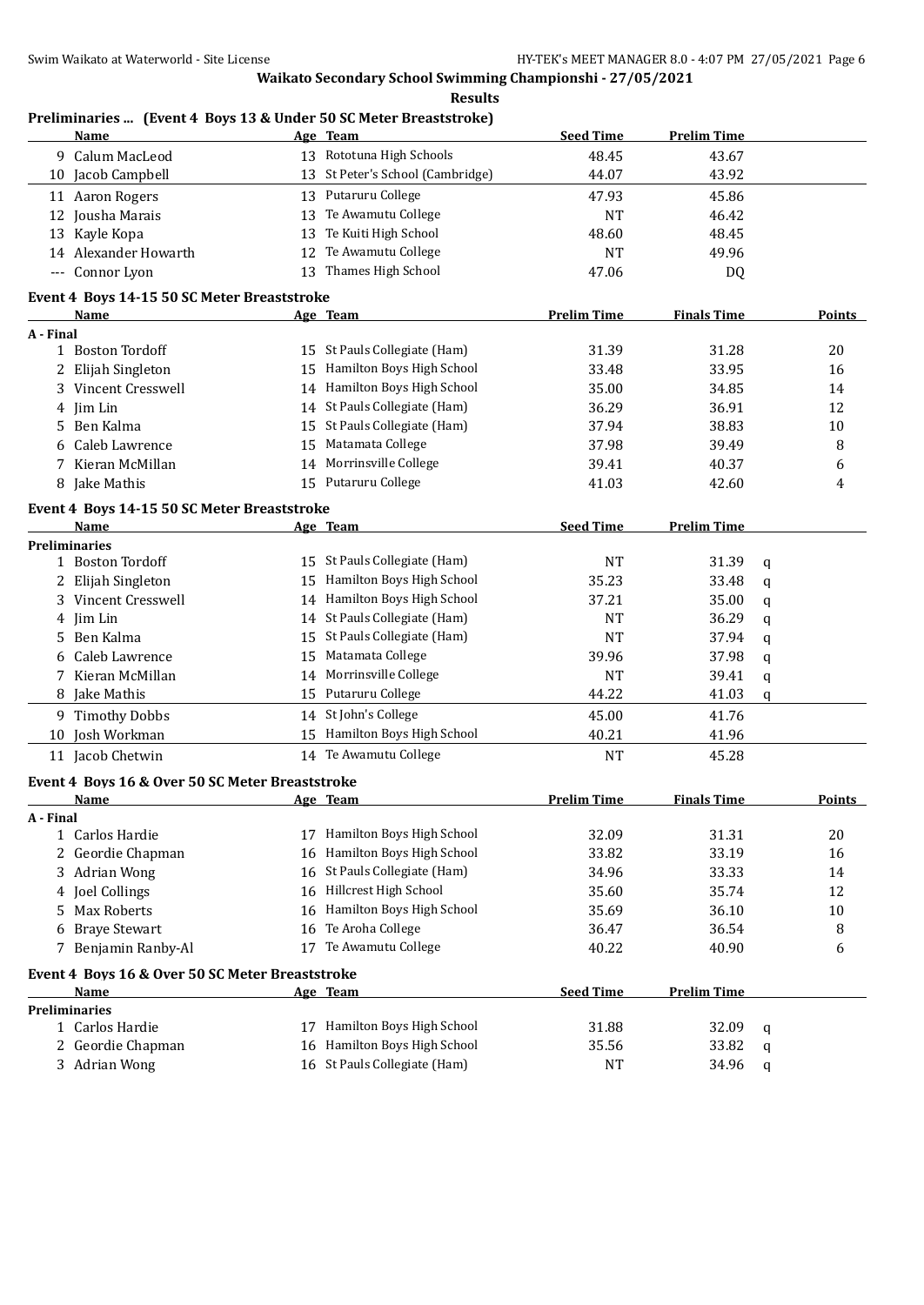## Waikato Secondary School Swimming Championshi - 27/05/2021

**Results**

### Preliminaries ... (Event 4 Boys 13 & Under 50 SC Meter Breaststroke)

| | Name | Age | Team | Seed Time | Prelim Time |
|---|---|---|---|---|---|
| 9 | Calum MacLeod | 13 | Rototuna High Schools | 48.45 | 43.67 |
| 10 | Jacob Campbell | 13 | St Peter's School (Cambridge) | 44.07 | 43.92 |
| 11 | Aaron Rogers | 13 | Putaruru College | 47.93 | 45.86 |
| 12 | Jousha Marais | 13 | Te Awamutu College | NT | 46.42 |
| 13 | Kayle Kopa | 13 | Te Kuiti High School | 48.60 | 48.45 |
| 14 | Alexander Howarth | 12 | Te Awamutu College | NT | 49.96 |
| --- | Connor Lyon | 13 | Thames High School | 47.06 | DQ |

### Event 4 Boys 14-15 50 SC Meter Breaststroke

| | Name | Age | Team | Prelim Time | Finals Time | Points |
|---|---|---|---|---|---|---|
| **A - Final** | | | | | | |
| 1 | Boston Tordoff | 15 | St Pauls Collegiate (Ham) | 31.39 | 31.28 | 20 |
| 2 | Elijah Singleton | 15 | Hamilton Boys High School | 33.48 | 33.95 | 16 |
| 3 | Vincent Cresswell | 14 | Hamilton Boys High School | 35.00 | 34.85 | 14 |
| 4 | Jim Lin | 14 | St Pauls Collegiate (Ham) | 36.29 | 36.91 | 12 |
| 5 | Ben Kalma | 15 | St Pauls Collegiate (Ham) | 37.94 | 38.83 | 10 |
| 6 | Caleb Lawrence | 15 | Matamata College | 37.98 | 39.49 | 8 |
| 7 | Kieran McMillan | 14 | Morrinsville College | 39.41 | 40.37 | 6 |
| 8 | Jake Mathis | 15 | Putaruru College | 41.03 | 42.60 | 4 |

### Event 4 Boys 14-15 50 SC Meter Breaststroke

| | Name | Age | Team | Seed Time | Prelim Time | |
|---|---|---|---|---|---|---|
| **Preliminaries** | | | | | | |
| 1 | Boston Tordoff | 15 | St Pauls Collegiate (Ham) | NT | 31.39 | q |
| 2 | Elijah Singleton | 15 | Hamilton Boys High School | 35.23 | 33.48 | q |
| 3 | Vincent Cresswell | 14 | Hamilton Boys High School | 37.21 | 35.00 | q |
| 4 | Jim Lin | 14 | St Pauls Collegiate (Ham) | NT | 36.29 | q |
| 5 | Ben Kalma | 15 | St Pauls Collegiate (Ham) | NT | 37.94 | q |
| 6 | Caleb Lawrence | 15 | Matamata College | 39.96 | 37.98 | q |
| 7 | Kieran McMillan | 14 | Morrinsville College | NT | 39.41 | q |
| 8 | Jake Mathis | 15 | Putaruru College | 44.22 | 41.03 | q |
| 9 | Timothy Dobbs | 14 | St John's College | 45.00 | 41.76 | |
| 10 | Josh Workman | 15 | Hamilton Boys High School | 40.21 | 41.96 | |
| 11 | Jacob Chetwin | 14 | Te Awamutu College | NT | 45.28 | |

### Event 4 Boys 16 & Over 50 SC Meter Breaststroke

| | Name | Age | Team | Prelim Time | Finals Time | Points |
|---|---|---|---|---|---|---|
| **A - Final** | | | | | | |
| 1 | Carlos Hardie | 17 | Hamilton Boys High School | 32.09 | 31.31 | 20 |
| 2 | Geordie Chapman | 16 | Hamilton Boys High School | 33.82 | 33.19 | 16 |
| 3 | Adrian Wong | 16 | St Pauls Collegiate (Ham) | 34.96 | 33.33 | 14 |
| 4 | Joel Collings | 16 | Hillcrest High School | 35.60 | 35.74 | 12 |
| 5 | Max Roberts | 16 | Hamilton Boys High School | 35.69 | 36.10 | 10 |
| 6 | Braye Stewart | 16 | Te Aroha College | 36.47 | 36.54 | 8 |
| 7 | Benjamin Ranby-Al | 17 | Te Awamutu College | 40.22 | 40.90 | 6 |

### Event 4 Boys 16 & Over 50 SC Meter Breaststroke

| | Name | Age | Team | Seed Time | Prelim Time | |
|---|---|---|---|---|---|---|
| **Preliminaries** | | | | | | |
| 1 | Carlos Hardie | 17 | Hamilton Boys High School | 31.88 | 32.09 | q |
| 2 | Geordie Chapman | 16 | Hamilton Boys High School | 35.56 | 33.82 | q |
| 3 | Adrian Wong | 16 | St Pauls Collegiate (Ham) | NT | 34.96 | q |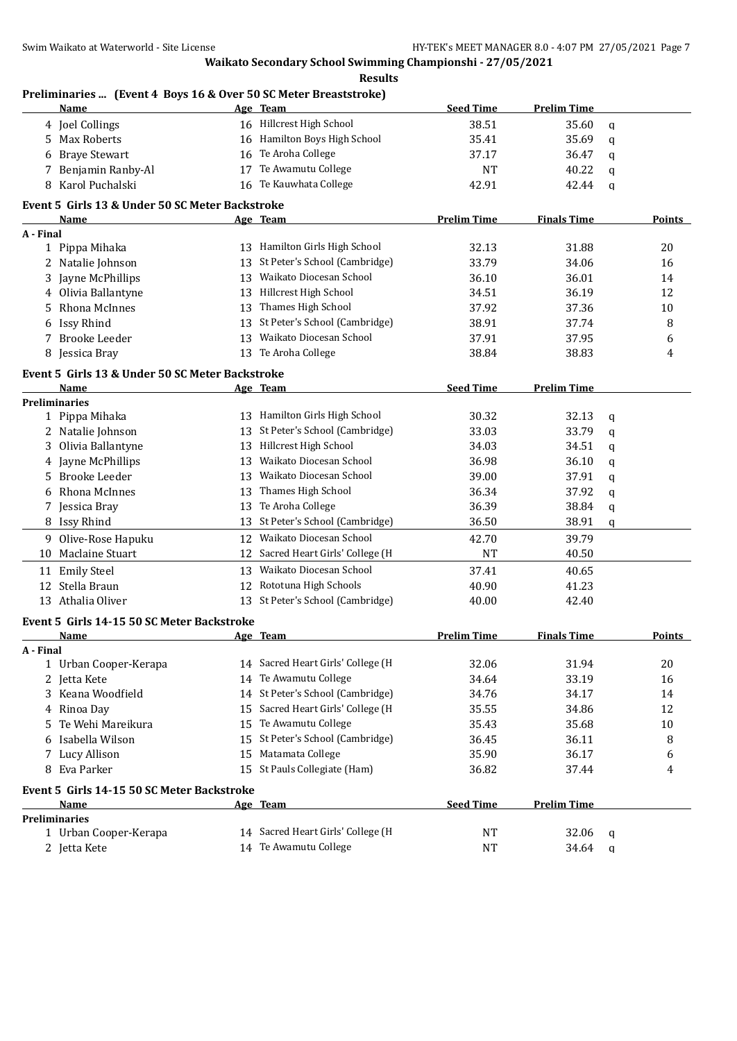**Waikato Secondary School Swimming Championshi - 27/05/2021**

**Results**

### Preliminaries ... (Event 4 Boys 16 & Over 50 SC Meter Breaststroke)

| | Name | Age | Team | Seed Time | Prelim Time | |
|---|---|---|---|---|---|---|
| 4 | Joel Collings | 16 | Hillcrest High School | 38.51 | 35.60 | q |
| 5 | Max Roberts | 16 | Hamilton Boys High School | 35.41 | 35.69 | q |
| 6 | Braye Stewart | 16 | Te Aroha College | 37.17 | 36.47 | q |
| 7 | Benjamin Ranby-Al | 17 | Te Awamutu College | NT | 40.22 | q |
| 8 | Karol Puchalski | 16 | Te Kauwhata College | 42.91 | 42.44 | q |

### Event 5 Girls 13 & Under 50 SC Meter Backstroke

| | Name | Age | Team | Prelim Time | Finals Time | Points |
|---|---|---|---|---|---|---|
| **A - Final** | | | | | | |
| 1 | Pippa Mihaka | 13 | Hamilton Girls High School | 32.13 | 31.88 | 20 |
| 2 | Natalie Johnson | 13 | St Peter's School (Cambridge) | 33.79 | 34.06 | 16 |
| 3 | Jayne McPhillips | 13 | Waikato Diocesan School | 36.10 | 36.01 | 14 |
| 4 | Olivia Ballantyne | 13 | Hillcrest High School | 34.51 | 36.19 | 12 |
| 5 | Rhona McInnes | 13 | Thames High School | 37.92 | 37.36 | 10 |
| 6 | Issy Rhind | 13 | St Peter's School (Cambridge) | 38.91 | 37.74 | 8 |
| 7 | Brooke Leeder | 13 | Waikato Diocesan School | 37.91 | 37.95 | 6 |
| 8 | Jessica Bray | 13 | Te Aroha College | 38.84 | 38.83 | 4 |

### Event 5 Girls 13 & Under 50 SC Meter Backstroke

| | Name | Age | Team | Seed Time | Prelim Time | |
|---|---|---|---|---|---|---|
| **Preliminaries** | | | | | | |
| 1 | Pippa Mihaka | 13 | Hamilton Girls High School | 30.32 | 32.13 | q |
| 2 | Natalie Johnson | 13 | St Peter's School (Cambridge) | 33.03 | 33.79 | q |
| 3 | Olivia Ballantyne | 13 | Hillcrest High School | 34.03 | 34.51 | q |
| 4 | Jayne McPhillips | 13 | Waikato Diocesan School | 36.98 | 36.10 | q |
| 5 | Brooke Leeder | 13 | Waikato Diocesan School | 39.00 | 37.91 | q |
| 6 | Rhona McInnes | 13 | Thames High School | 36.34 | 37.92 | q |
| 7 | Jessica Bray | 13 | Te Aroha College | 36.39 | 38.84 | q |
| 8 | Issy Rhind | 13 | St Peter's School (Cambridge) | 36.50 | 38.91 | q |
| 9 | Olive-Rose Hapuku | 12 | Waikato Diocesan School | 42.70 | 39.79 | |
| 10 | Maclaine Stuart | 12 | Sacred Heart Girls' College (H | NT | 40.50 | |
| 11 | Emily Steel | 13 | Waikato Diocesan School | 37.41 | 40.65 | |
| 12 | Stella Braun | 12 | Rototuna High Schools | 40.90 | 41.23 | |
| 13 | Athalia Oliver | 13 | St Peter's School (Cambridge) | 40.00 | 42.40 | |

### Event 5 Girls 14-15 50 SC Meter Backstroke

| | Name | Age | Team | Prelim Time | Finals Time | Points |
|---|---|---|---|---|---|---|
| **A - Final** | | | | | | |
| 1 | Urban Cooper-Kerapa | 14 | Sacred Heart Girls' College (H | 32.06 | 31.94 | 20 |
| 2 | Jetta Kete | 14 | Te Awamutu College | 34.64 | 33.19 | 16 |
| 3 | Keana Woodfield | 14 | St Peter's School (Cambridge) | 34.76 | 34.17 | 14 |
| 4 | Rinoa Day | 15 | Sacred Heart Girls' College (H | 35.55 | 34.86 | 12 |
| 5 | Te Wehi Mareikura | 15 | Te Awamutu College | 35.43 | 35.68 | 10 |
| 6 | Isabella Wilson | 15 | St Peter's School (Cambridge) | 36.45 | 36.11 | 8 |
| 7 | Lucy Allison | 15 | Matamata College | 35.90 | 36.17 | 6 |
| 8 | Eva Parker | 15 | St Pauls Collegiate (Ham) | 36.82 | 37.44 | 4 |

### Event 5 Girls 14-15 50 SC Meter Backstroke

| | Name | Age | Team | Seed Time | Prelim Time | |
|---|---|---|---|---|---|---|
| **Preliminaries** | | | | | | |
| 1 | Urban Cooper-Kerapa | 14 | Sacred Heart Girls' College (H | NT | 32.06 | q |
| 2 | Jetta Kete | 14 | Te Awamutu College | NT | 34.64 | q |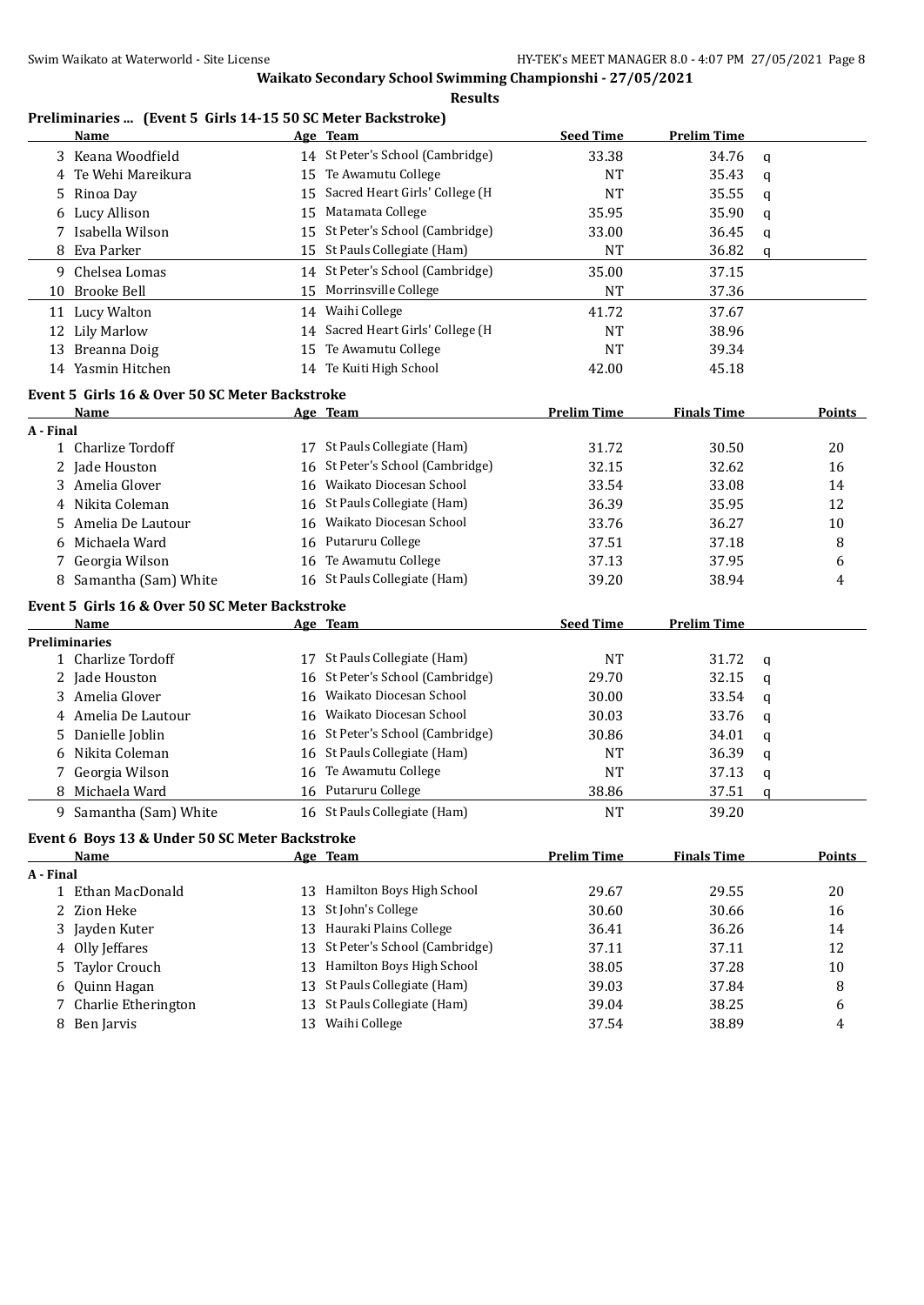**Waikato Secondary School Swimming Championshi - 27/05/2021**

**Results**

### Preliminaries ... (Event 5 Girls 14-15 50 SC Meter Backstroke)

| | Name | Age | Team | Seed Time | Prelim Time | |
|---|---|---|---|---|---|---|
| 3 | Keana Woodfield | 14 | St Peter's School (Cambridge) | 33.38 | 34.76 | q |
| 4 | Te Wehi Mareikura | 15 | Te Awamutu College | NT | 35.43 | q |
| 5 | Rinoa Day | 15 | Sacred Heart Girls' College (H | NT | 35.55 | q |
| 6 | Lucy Allison | 15 | Matamata College | 35.95 | 35.90 | q |
| 7 | Isabella Wilson | 15 | St Peter's School (Cambridge) | 33.00 | 36.45 | q |
| 8 | Eva Parker | 15 | St Pauls Collegiate (Ham) | NT | 36.82 | q |
| 9 | Chelsea Lomas | 14 | St Peter's School (Cambridge) | 35.00 | 37.15 | |
| 10 | Brooke Bell | 15 | Morrinsville College | NT | 37.36 | |
| 11 | Lucy Walton | 14 | Waihi College | 41.72 | 37.67 | |
| 12 | Lily Marlow | 14 | Sacred Heart Girls' College (H | NT | 38.96 | |
| 13 | Breanna Doig | 15 | Te Awamutu College | NT | 39.34 | |
| 14 | Yasmin Hitchen | 14 | Te Kuiti High School | 42.00 | 45.18 | |

### Event 5 Girls 16 & Over 50 SC Meter Backstroke

| | Name | Age | Team | Prelim Time | Finals Time | Points |
|---|---|---|---|---|---|---|
| **A - Final** | | | | | | |
| 1 | Charlize Tordoff | 17 | St Pauls Collegiate (Ham) | 31.72 | 30.50 | 20 |
| 2 | Jade Houston | 16 | St Peter's School (Cambridge) | 32.15 | 32.62 | 16 |
| 3 | Amelia Glover | 16 | Waikato Diocesan School | 33.54 | 33.08 | 14 |
| 4 | Nikita Coleman | 16 | St Pauls Collegiate (Ham) | 36.39 | 35.95 | 12 |
| 5 | Amelia De Lautour | 16 | Waikato Diocesan School | 33.76 | 36.27 | 10 |
| 6 | Michaela Ward | 16 | Putaruru College | 37.51 | 37.18 | 8 |
| 7 | Georgia Wilson | 16 | Te Awamutu College | 37.13 | 37.95 | 6 |
| 8 | Samantha (Sam) White | 16 | St Pauls Collegiate (Ham) | 39.20 | 38.94 | 4 |

### Event 5 Girls 16 & Over 50 SC Meter Backstroke

| | Name | Age | Team | Seed Time | Prelim Time | |
|---|---|---|---|---|---|---|
| **Preliminaries** | | | | | | |
| 1 | Charlize Tordoff | 17 | St Pauls Collegiate (Ham) | NT | 31.72 | q |
| 2 | Jade Houston | 16 | St Peter's School (Cambridge) | 29.70 | 32.15 | q |
| 3 | Amelia Glover | 16 | Waikato Diocesan School | 30.00 | 33.54 | q |
| 4 | Amelia De Lautour | 16 | Waikato Diocesan School | 30.03 | 33.76 | q |
| 5 | Danielle Joblin | 16 | St Peter's School (Cambridge) | 30.86 | 34.01 | q |
| 6 | Nikita Coleman | 16 | St Pauls Collegiate (Ham) | NT | 36.39 | q |
| 7 | Georgia Wilson | 16 | Te Awamutu College | NT | 37.13 | q |
| 8 | Michaela Ward | 16 | Putaruru College | 38.86 | 37.51 | q |
| 9 | Samantha (Sam) White | 16 | St Pauls Collegiate (Ham) | NT | 39.20 | |

### Event 6 Boys 13 & Under 50 SC Meter Backstroke

| | Name | Age | Team | Prelim Time | Finals Time | Points |
|---|---|---|---|---|---|---|
| **A - Final** | | | | | | |
| 1 | Ethan MacDonald | 13 | Hamilton Boys High School | 29.67 | 29.55 | 20 |
| 2 | Zion Heke | 13 | St John's College | 30.60 | 30.66 | 16 |
| 3 | Jayden Kuter | 13 | Hauraki Plains College | 36.41 | 36.26 | 14 |
| 4 | Olly Jeffares | 13 | St Peter's School (Cambridge) | 37.11 | 37.11 | 12 |
| 5 | Taylor Crouch | 13 | Hamilton Boys High School | 38.05 | 37.28 | 10 |
| 6 | Quinn Hagan | 13 | St Pauls Collegiate (Ham) | 39.03 | 37.84 | 8 |
| 7 | Charlie Etherington | 13 | St Pauls Collegiate (Ham) | 39.04 | 38.25 | 6 |
| 8 | Ben Jarvis | 13 | Waihi College | 37.54 | 38.89 | 4 |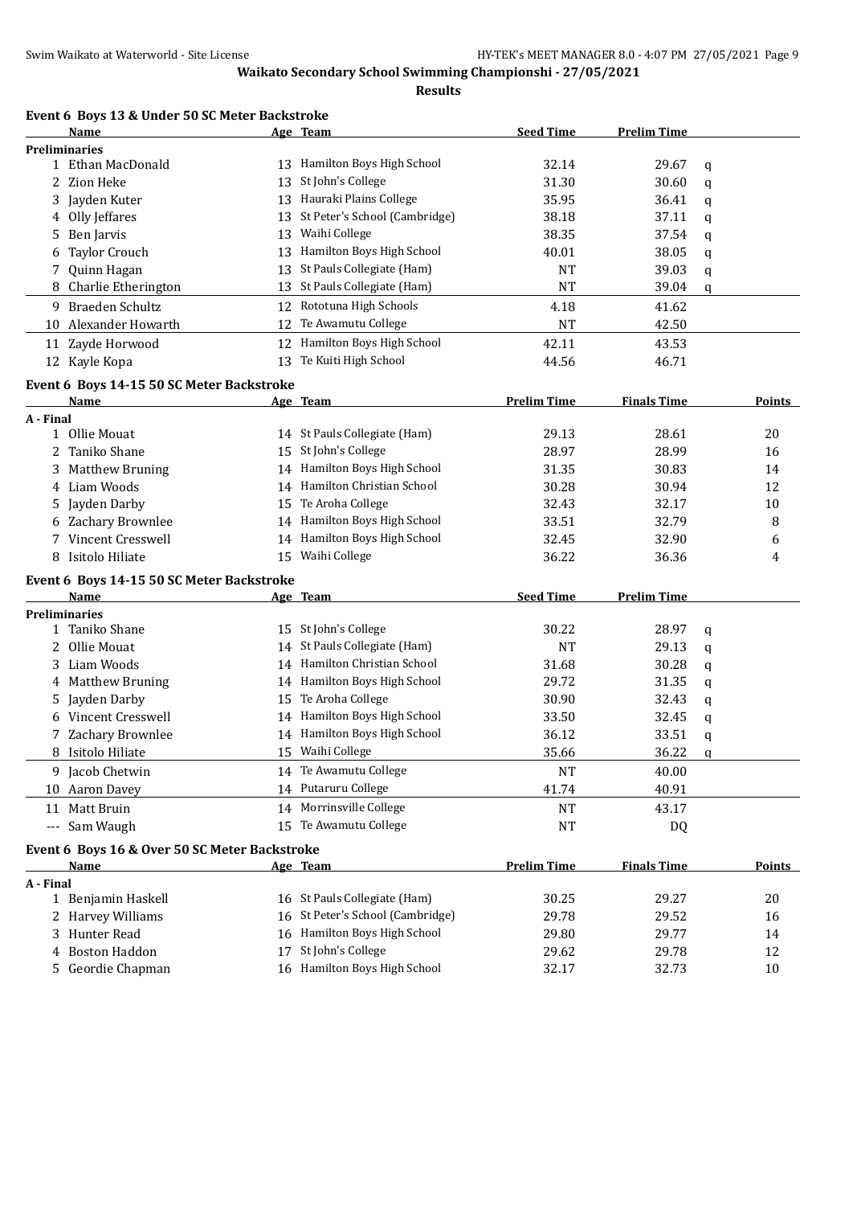# Waikato Secondary School Swimming Championshi - 27/05/2021

## Results

### Event 6 Boys 13 & Under 50 SC Meter Backstroke

| | Name | Age | Team | Seed Time | Prelim Time | |
|---|---|---|---|---|---|---|
| **Preliminaries** | | | | | | |
| 1 | Ethan MacDonald | 13 | Hamilton Boys High School | 32.14 | 29.67 | q |
| 2 | Zion Heke | 13 | St John's College | 31.30 | 30.60 | q |
| 3 | Jayden Kuter | 13 | Hauraki Plains College | 35.95 | 36.41 | q |
| 4 | Olly Jeffares | 13 | St Peter's School (Cambridge) | 38.18 | 37.11 | q |
| 5 | Ben Jarvis | 13 | Waihi College | 38.35 | 37.54 | q |
| 6 | Taylor Crouch | 13 | Hamilton Boys High School | 40.01 | 38.05 | q |
| 7 | Quinn Hagan | 13 | St Pauls Collegiate (Ham) | NT | 39.03 | q |
| 8 | Charlie Etherington | 13 | St Pauls Collegiate (Ham) | NT | 39.04 | q |
| 9 | Braeden Schultz | 12 | Rototuna High Schools | 4.18 | 41.62 | |
| 10 | Alexander Howarth | 12 | Te Awamutu College | NT | 42.50 | |
| 11 | Zayde Horwood | 12 | Hamilton Boys High School | 42.11 | 43.53 | |
| 12 | Kayle Kopa | 13 | Te Kuiti High School | 44.56 | 46.71 | |

### Event 6 Boys 14-15 50 SC Meter Backstroke

| | Name | Age | Team | Prelim Time | Finals Time | Points |
|---|---|---|---|---|---|---|
| **A - Final** | | | | | | |
| 1 | Ollie Mouat | 14 | St Pauls Collegiate (Ham) | 29.13 | 28.61 | 20 |
| 2 | Taniko Shane | 15 | St John's College | 28.97 | 28.99 | 16 |
| 3 | Matthew Bruning | 14 | Hamilton Boys High School | 31.35 | 30.83 | 14 |
| 4 | Liam Woods | 14 | Hamilton Christian School | 30.28 | 30.94 | 12 |
| 5 | Jayden Darby | 15 | Te Aroha College | 32.43 | 32.17 | 10 |
| 6 | Zachary Brownlee | 14 | Hamilton Boys High School | 33.51 | 32.79 | 8 |
| 7 | Vincent Cresswell | 14 | Hamilton Boys High School | 32.45 | 32.90 | 6 |
| 8 | Isitolo Hiliate | 15 | Waihi College | 36.22 | 36.36 | 4 |

### Event 6 Boys 14-15 50 SC Meter Backstroke

| | Name | Age | Team | Seed Time | Prelim Time | |
|---|---|---|---|---|---|---|
| **Preliminaries** | | | | | | |
| 1 | Taniko Shane | 15 | St John's College | 30.22 | 28.97 | q |
| 2 | Ollie Mouat | 14 | St Pauls Collegiate (Ham) | NT | 29.13 | q |
| 3 | Liam Woods | 14 | Hamilton Christian School | 31.68 | 30.28 | q |
| 4 | Matthew Bruning | 14 | Hamilton Boys High School | 29.72 | 31.35 | q |
| 5 | Jayden Darby | 15 | Te Aroha College | 30.90 | 32.43 | q |
| 6 | Vincent Cresswell | 14 | Hamilton Boys High School | 33.50 | 32.45 | q |
| 7 | Zachary Brownlee | 14 | Hamilton Boys High School | 36.12 | 33.51 | q |
| 8 | Isitolo Hiliate | 15 | Waihi College | 35.66 | 36.22 | q |
| 9 | Jacob Chetwin | 14 | Te Awamutu College | NT | 40.00 | |
| 10 | Aaron Davey | 14 | Putaruru College | 41.74 | 40.91 | |
| 11 | Matt Bruin | 14 | Morrinsville College | NT | 43.17 | |
| --- | Sam Waugh | 15 | Te Awamutu College | NT | DQ | |

### Event 6 Boys 16 & Over 50 SC Meter Backstroke

| | Name | Age | Team | Prelim Time | Finals Time | Points |
|---|---|---|---|---|---|---|
| **A - Final** | | | | | | |
| 1 | Benjamin Haskell | 16 | St Pauls Collegiate (Ham) | 30.25 | 29.27 | 20 |
| 2 | Harvey Williams | 16 | St Peter's School (Cambridge) | 29.78 | 29.52 | 16 |
| 3 | Hunter Read | 16 | Hamilton Boys High School | 29.80 | 29.77 | 14 |
| 4 | Boston Haddon | 17 | St John's College | 29.62 | 29.78 | 12 |
| 5 | Geordie Chapman | 16 | Hamilton Boys High School | 32.17 | 32.73 | 10 |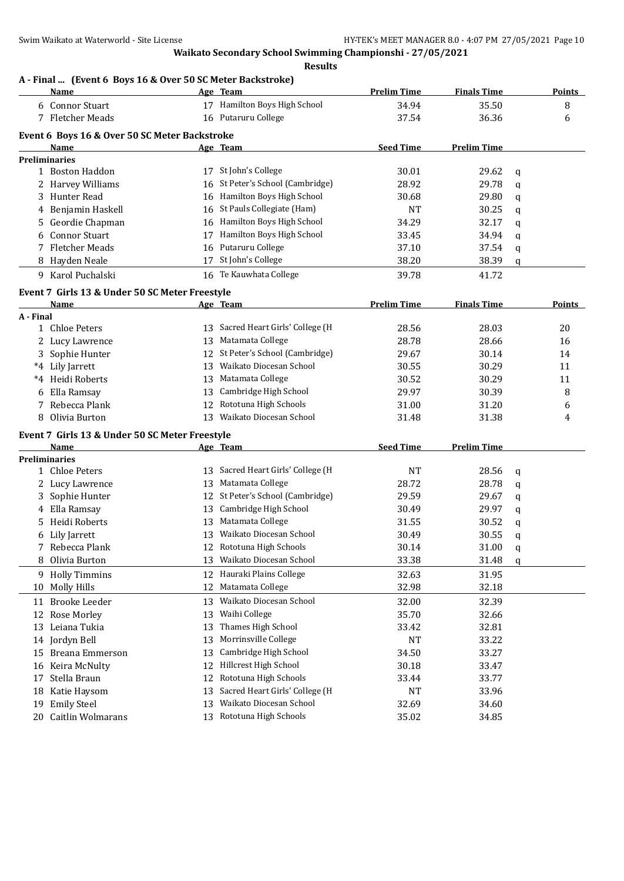**Waikato Secondary School Swimming Championshi - 27/05/2021**

**Results**

### A - Final ... (Event 6 Boys 16 & Over 50 SC Meter Backstroke)

| | Name | Age | Team | Prelim Time | Finals Time | Points |
|---|---|---|---|---|---|---|
| 6 | Connor Stuart | 17 | Hamilton Boys High School | 34.94 | 35.50 | 8 |
| 7 | Fletcher Meads | 16 | Putaruru College | 37.54 | 36.36 | 6 |

### Event 6 Boys 16 & Over 50 SC Meter Backstroke

| | Name | Age | Team | Seed Time | Prelim Time | |
|---|---|---|---|---|---|---|
| **Preliminaries** | | | | | | |
| 1 | Boston Haddon | 17 | St John's College | 30.01 | 29.62 | q |
| 2 | Harvey Williams | 16 | St Peter's School (Cambridge) | 28.92 | 29.78 | q |
| 3 | Hunter Read | 16 | Hamilton Boys High School | 30.68 | 29.80 | q |
| 4 | Benjamin Haskell | 16 | St Pauls Collegiate (Ham) | NT | 30.25 | q |
| 5 | Geordie Chapman | 16 | Hamilton Boys High School | 34.29 | 32.17 | q |
| 6 | Connor Stuart | 17 | Hamilton Boys High School | 33.45 | 34.94 | q |
| 7 | Fletcher Meads | 16 | Putaruru College | 37.10 | 37.54 | q |
| 8 | Hayden Neale | 17 | St John's College | 38.20 | 38.39 | q |
| 9 | Karol Puchalski | 16 | Te Kauwhata College | 39.78 | 41.72 | |

### Event 7 Girls 13 & Under 50 SC Meter Freestyle

| | Name | Age | Team | Prelim Time | Finals Time | Points |
|---|---|---|---|---|---|---|
| **A - Final** | | | | | | |
| 1 | Chloe Peters | 13 | Sacred Heart Girls' College (H | 28.56 | 28.03 | 20 |
| 2 | Lucy Lawrence | 13 | Matamata College | 28.78 | 28.66 | 16 |
| 3 | Sophie Hunter | 12 | St Peter's School (Cambridge) | 29.67 | 30.14 | 14 |
| *4 | Lily Jarrett | 13 | Waikato Diocesan School | 30.55 | 30.29 | 11 |
| *4 | Heidi Roberts | 13 | Matamata College | 30.52 | 30.29 | 11 |
| 6 | Ella Ramsay | 13 | Cambridge High School | 29.97 | 30.39 | 8 |
| 7 | Rebecca Plank | 12 | Rototuna High Schools | 31.00 | 31.20 | 6 |
| 8 | Olivia Burton | 13 | Waikato Diocesan School | 31.48 | 31.38 | 4 |

### Event 7 Girls 13 & Under 50 SC Meter Freestyle

| | Name | Age | Team | Seed Time | Prelim Time | |
|---|---|---|---|---|---|---|
| **Preliminaries** | | | | | | |
| 1 | Chloe Peters | 13 | Sacred Heart Girls' College (H | NT | 28.56 | q |
| 2 | Lucy Lawrence | 13 | Matamata College | 28.72 | 28.78 | q |
| 3 | Sophie Hunter | 12 | St Peter's School (Cambridge) | 29.59 | 29.67 | q |
| 4 | Ella Ramsay | 13 | Cambridge High School | 30.49 | 29.97 | q |
| 5 | Heidi Roberts | 13 | Matamata College | 31.55 | 30.52 | q |
| 6 | Lily Jarrett | 13 | Waikato Diocesan School | 30.49 | 30.55 | q |
| 7 | Rebecca Plank | 12 | Rototuna High Schools | 30.14 | 31.00 | q |
| 8 | Olivia Burton | 13 | Waikato Diocesan School | 33.38 | 31.48 | q |
| 9 | Holly Timmins | 12 | Hauraki Plains College | 32.63 | 31.95 | |
| 10 | Molly Hills | 12 | Matamata College | 32.98 | 32.18 | |
| 11 | Brooke Leeder | 13 | Waikato Diocesan School | 32.00 | 32.39 | |
| 12 | Rose Morley | 13 | Waihi College | 35.70 | 32.66 | |
| 13 | Leiana Tukia | 13 | Thames High School | 33.42 | 32.81 | |
| 14 | Jordyn Bell | 13 | Morrinsville College | NT | 33.22 | |
| 15 | Breana Emmerson | 13 | Cambridge High School | 34.50 | 33.27 | |
| 16 | Keira McNulty | 12 | Hillcrest High School | 30.18 | 33.47 | |
| 17 | Stella Braun | 12 | Rototuna High Schools | 33.44 | 33.77 | |
| 18 | Katie Haysom | 13 | Sacred Heart Girls' College (H | NT | 33.96 | |
| 19 | Emily Steel | 13 | Waikato Diocesan School | 32.69 | 34.60 | |
| 20 | Caitlin Wolmarans | 13 | Rototuna High Schools | 35.02 | 34.85 | |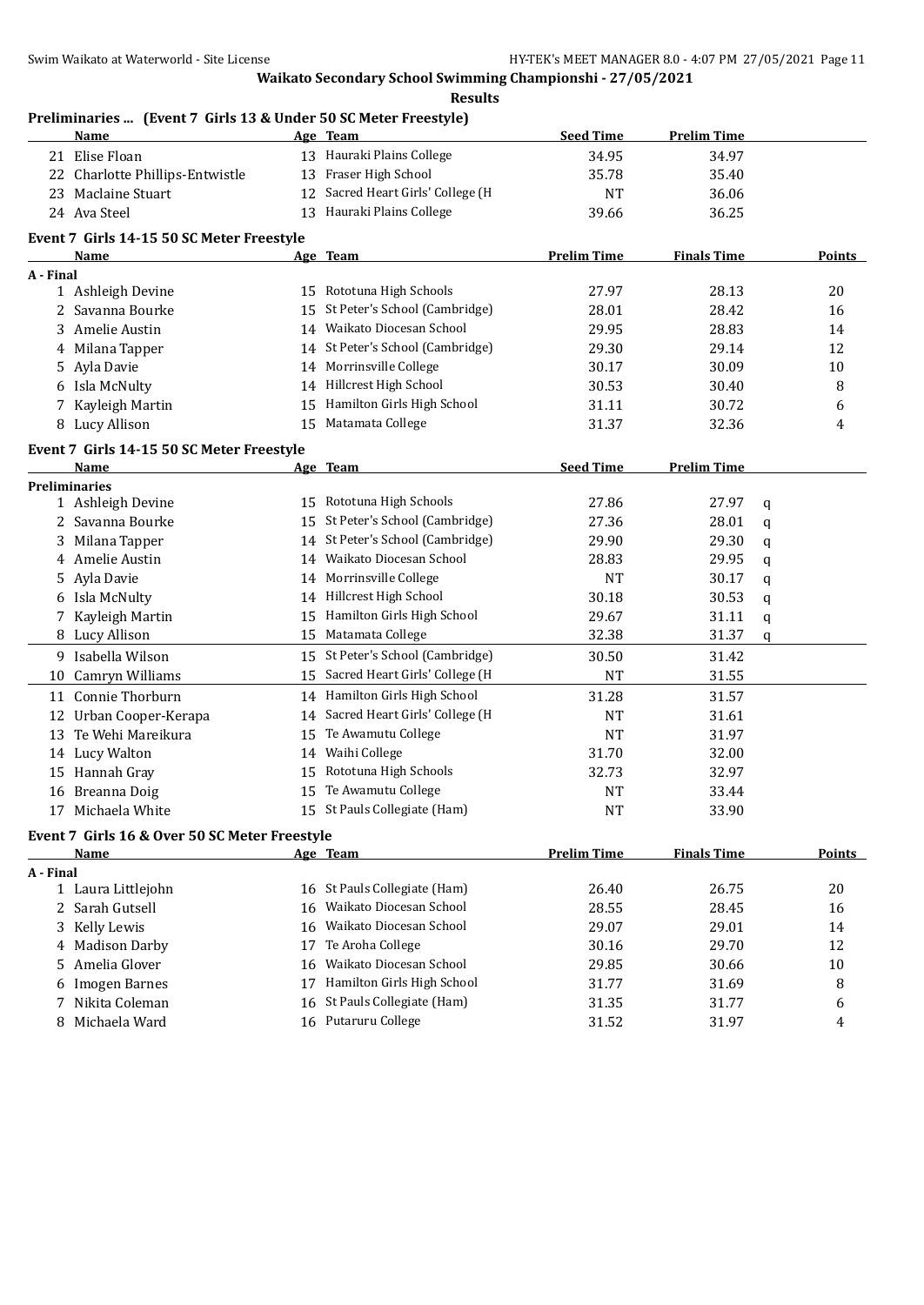**Waikato Secondary School Swimming Championshi - 27/05/2021**

**Results**

### Preliminaries ... (Event 7 Girls 13 & Under 50 SC Meter Freestyle)

| | Name | Age | Team | Seed Time | Prelim Time |
|---|---|---|---|---|---|
| 21 | Elise Floan | 13 | Hauraki Plains College | 34.95 | 34.97 |
| 22 | Charlotte Phillips-Entwistle | 13 | Fraser High School | 35.78 | 35.40 |
| 23 | Maclaine Stuart | 12 | Sacred Heart Girls' College (H | NT | 36.06 |
| 24 | Ava Steel | 13 | Hauraki Plains College | 39.66 | 36.25 |

### Event 7 Girls 14-15 50 SC Meter Freestyle

| | Name | Age | Team | Prelim Time | Finals Time | Points |
|---|---|---|---|---|---|---|
| **A - Final** | | | | | | |
| 1 | Ashleigh Devine | 15 | Rototuna High Schools | 27.97 | 28.13 | 20 |
| 2 | Savanna Bourke | 15 | St Peter's School (Cambridge) | 28.01 | 28.42 | 16 |
| 3 | Amelie Austin | 14 | Waikato Diocesan School | 29.95 | 28.83 | 14 |
| 4 | Milana Tapper | 14 | St Peter's School (Cambridge) | 29.30 | 29.14 | 12 |
| 5 | Ayla Davie | 14 | Morrinsville College | 30.17 | 30.09 | 10 |
| 6 | Isla McNulty | 14 | Hillcrest High School | 30.53 | 30.40 | 8 |
| 7 | Kayleigh Martin | 15 | Hamilton Girls High School | 31.11 | 30.72 | 6 |
| 8 | Lucy Allison | 15 | Matamata College | 31.37 | 32.36 | 4 |

### Event 7 Girls 14-15 50 SC Meter Freestyle

| | Name | Age | Team | Seed Time | Prelim Time | |
|---|---|---|---|---|---|---|
| **Preliminaries** | | | | | | |
| 1 | Ashleigh Devine | 15 | Rototuna High Schools | 27.86 | 27.97 | q |
| 2 | Savanna Bourke | 15 | St Peter's School (Cambridge) | 27.36 | 28.01 | q |
| 3 | Milana Tapper | 14 | St Peter's School (Cambridge) | 29.90 | 29.30 | q |
| 4 | Amelie Austin | 14 | Waikato Diocesan School | 28.83 | 29.95 | q |
| 5 | Ayla Davie | 14 | Morrinsville College | NT | 30.17 | q |
| 6 | Isla McNulty | 14 | Hillcrest High School | 30.18 | 30.53 | q |
| 7 | Kayleigh Martin | 15 | Hamilton Girls High School | 29.67 | 31.11 | q |
| 8 | Lucy Allison | 15 | Matamata College | 32.38 | 31.37 | q |
| 9 | Isabella Wilson | 15 | St Peter's School (Cambridge) | 30.50 | 31.42 | |
| 10 | Camryn Williams | 15 | Sacred Heart Girls' College (H | NT | 31.55 | |
| 11 | Connie Thorburn | 14 | Hamilton Girls High School | 31.28 | 31.57 | |
| 12 | Urban Cooper-Kerapa | 14 | Sacred Heart Girls' College (H | NT | 31.61 | |
| 13 | Te Wehi Mareikura | 15 | Te Awamutu College | NT | 31.97 | |
| 14 | Lucy Walton | 14 | Waihi College | 31.70 | 32.00 | |
| 15 | Hannah Gray | 15 | Rototuna High Schools | 32.73 | 32.97 | |
| 16 | Breanna Doig | 15 | Te Awamutu College | NT | 33.44 | |
| 17 | Michaela White | 15 | St Pauls Collegiate (Ham) | NT | 33.90 | |

### Event 7 Girls 16 & Over 50 SC Meter Freestyle

| | Name | Age | Team | Prelim Time | Finals Time | Points |
|---|---|---|---|---|---|---|
| **A - Final** | | | | | | |
| 1 | Laura Littlejohn | 16 | St Pauls Collegiate (Ham) | 26.40 | 26.75 | 20 |
| 2 | Sarah Gutsell | 16 | Waikato Diocesan School | 28.55 | 28.45 | 16 |
| 3 | Kelly Lewis | 16 | Waikato Diocesan School | 29.07 | 29.01 | 14 |
| 4 | Madison Darby | 17 | Te Aroha College | 30.16 | 29.70 | 12 |
| 5 | Amelia Glover | 16 | Waikato Diocesan School | 29.85 | 30.66 | 10 |
| 6 | Imogen Barnes | 17 | Hamilton Girls High School | 31.77 | 31.69 | 8 |
| 7 | Nikita Coleman | 16 | St Pauls Collegiate (Ham) | 31.35 | 31.77 | 6 |
| 8 | Michaela Ward | 16 | Putaruru College | 31.52 | 31.97 | 4 |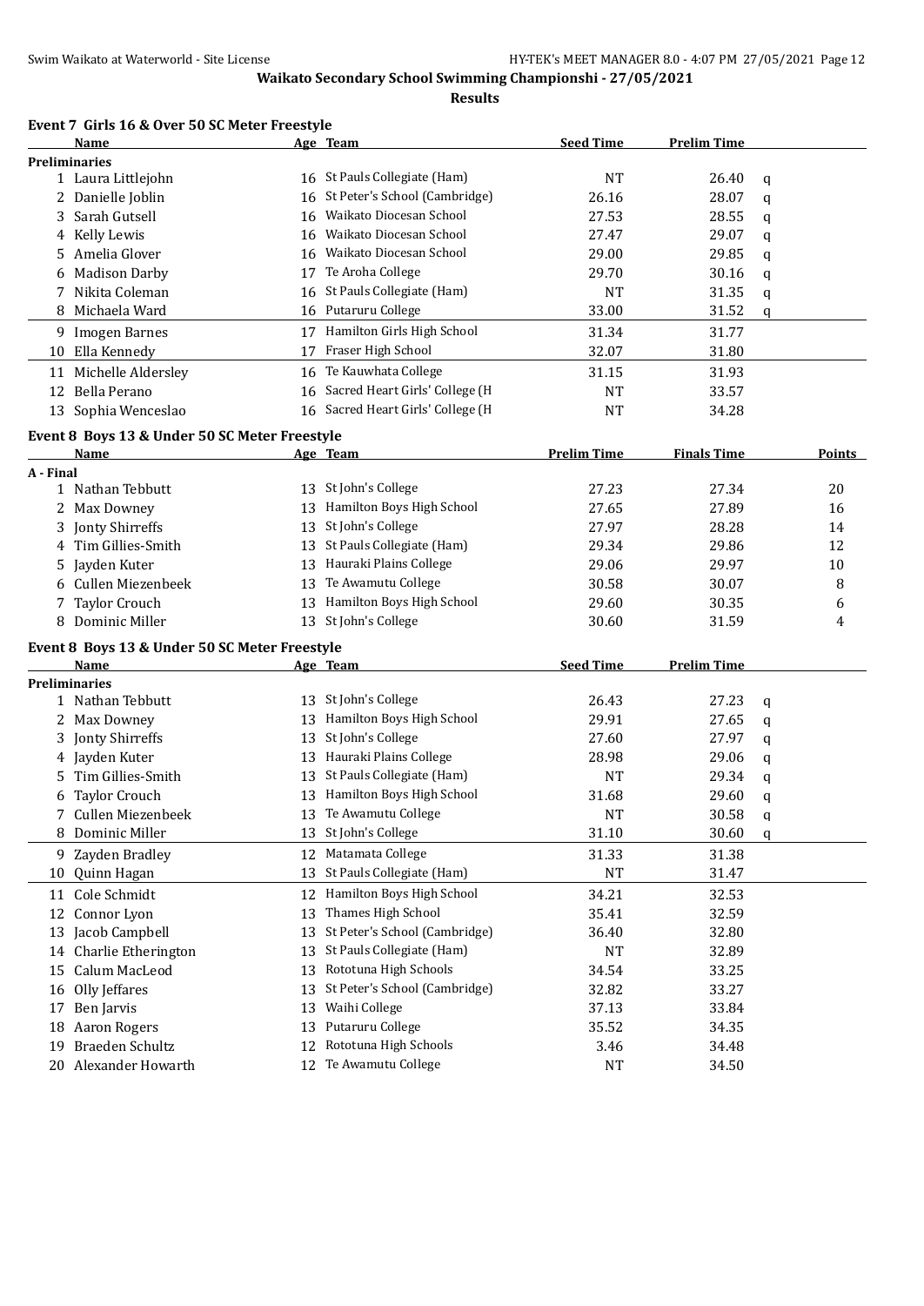## Waikato Secondary School Swimming Championshi - 27/05/2021

### Results

### Event 7 Girls 16 & Over 50 SC Meter Freestyle

| | Name | Age | Team | Seed Time | Prelim Time | |
|---|---|---|---|---|---|---|
| **Preliminaries** | | | | | | |
| 1 | Laura Littlejohn | 16 | St Pauls Collegiate (Ham) | NT | 26.40 | q |
| 2 | Danielle Joblin | 16 | St Peter's School (Cambridge) | 26.16 | 28.07 | q |
| 3 | Sarah Gutsell | 16 | Waikato Diocesan School | 27.53 | 28.55 | q |
| 4 | Kelly Lewis | 16 | Waikato Diocesan School | 27.47 | 29.07 | q |
| 5 | Amelia Glover | 16 | Waikato Diocesan School | 29.00 | 29.85 | q |
| 6 | Madison Darby | 17 | Te Aroha College | 29.70 | 30.16 | q |
| 7 | Nikita Coleman | 16 | St Pauls Collegiate (Ham) | NT | 31.35 | q |
| 8 | Michaela Ward | 16 | Putaruru College | 33.00 | 31.52 | q |
| 9 | Imogen Barnes | 17 | Hamilton Girls High School | 31.34 | 31.77 | |
| 10 | Ella Kennedy | 17 | Fraser High School | 32.07 | 31.80 | |
| 11 | Michelle Aldersley | 16 | Te Kauwhata College | 31.15 | 31.93 | |
| 12 | Bella Perano | 16 | Sacred Heart Girls' College (H | NT | 33.57 | |
| 13 | Sophia Wenceslao | 16 | Sacred Heart Girls' College (H | NT | 34.28 | |

### Event 8 Boys 13 & Under 50 SC Meter Freestyle

| | Name | Age | Team | Prelim Time | Finals Time | Points |
|---|---|---|---|---|---|---|
| **A - Final** | | | | | | |
| 1 | Nathan Tebbutt | 13 | St John's College | 27.23 | 27.34 | 20 |
| 2 | Max Downey | 13 | Hamilton Boys High School | 27.65 | 27.89 | 16 |
| 3 | Jonty Shirreffs | 13 | St John's College | 27.97 | 28.28 | 14 |
| 4 | Tim Gillies-Smith | 13 | St Pauls Collegiate (Ham) | 29.34 | 29.86 | 12 |
| 5 | Jayden Kuter | 13 | Hauraki Plains College | 29.06 | 29.97 | 10 |
| 6 | Cullen Miezenbeek | 13 | Te Awamutu College | 30.58 | 30.07 | 8 |
| 7 | Taylor Crouch | 13 | Hamilton Boys High School | 29.60 | 30.35 | 6 |
| 8 | Dominic Miller | 13 | St John's College | 30.60 | 31.59 | 4 |

### Event 8 Boys 13 & Under 50 SC Meter Freestyle

| | Name | Age | Team | Seed Time | Prelim Time | |
|---|---|---|---|---|---|---|
| **Preliminaries** | | | | | | |
| 1 | Nathan Tebbutt | 13 | St John's College | 26.43 | 27.23 | q |
| 2 | Max Downey | 13 | Hamilton Boys High School | 29.91 | 27.65 | q |
| 3 | Jonty Shirreffs | 13 | St John's College | 27.60 | 27.97 | q |
| 4 | Jayden Kuter | 13 | Hauraki Plains College | 28.98 | 29.06 | q |
| 5 | Tim Gillies-Smith | 13 | St Pauls Collegiate (Ham) | NT | 29.34 | q |
| 6 | Taylor Crouch | 13 | Hamilton Boys High School | 31.68 | 29.60 | q |
| 7 | Cullen Miezenbeek | 13 | Te Awamutu College | NT | 30.58 | q |
| 8 | Dominic Miller | 13 | St John's College | 31.10 | 30.60 | q |
| 9 | Zayden Bradley | 12 | Matamata College | 31.33 | 31.38 | |
| 10 | Quinn Hagan | 13 | St Pauls Collegiate (Ham) | NT | 31.47 | |
| 11 | Cole Schmidt | 12 | Hamilton Boys High School | 34.21 | 32.53 | |
| 12 | Connor Lyon | 13 | Thames High School | 35.41 | 32.59 | |
| 13 | Jacob Campbell | 13 | St Peter's School (Cambridge) | 36.40 | 32.80 | |
| 14 | Charlie Etherington | 13 | St Pauls Collegiate (Ham) | NT | 32.89 | |
| 15 | Calum MacLeod | 13 | Rototuna High Schools | 34.54 | 33.25 | |
| 16 | Olly Jeffares | 13 | St Peter's School (Cambridge) | 32.82 | 33.27 | |
| 17 | Ben Jarvis | 13 | Waihi College | 37.13 | 33.84 | |
| 18 | Aaron Rogers | 13 | Putaruru College | 35.52 | 34.35 | |
| 19 | Braeden Schultz | 12 | Rototuna High Schools | 3.46 | 34.48 | |
| 20 | Alexander Howarth | 12 | Te Awamutu College | NT | 34.50 | |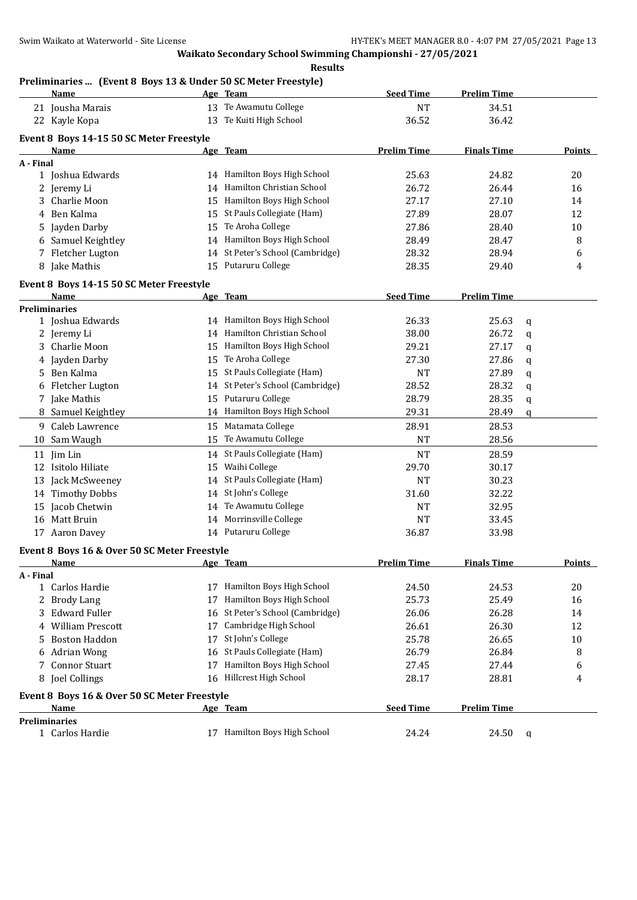Waikato Secondary School Swimming Championshi - 27/05/2021

**Results**

## Preliminaries ... (Event 8 Boys 13 & Under 50 SC Meter Freestyle)

| | Name | Age | Team | Seed Time | Prelim Time | |
|---|---|---|---|---|---|---|
| 21 | Jousha Marais | 13 | Te Awamutu College | NT | 34.51 | |
| 22 | Kayle Kopa | 13 | Te Kuiti High School | 36.52 | 36.42 | |

## Event 8 Boys 14-15 50 SC Meter Freestyle

| | Name | Age | Team | Prelim Time | Finals Time | Points |
|---|---|---|---|---|---|---|
| **A - Final** | | | | | | |
| 1 | Joshua Edwards | 14 | Hamilton Boys High School | 25.63 | 24.82 | 20 |
| 2 | Jeremy Li | 14 | Hamilton Christian School | 26.72 | 26.44 | 16 |
| 3 | Charlie Moon | 15 | Hamilton Boys High School | 27.17 | 27.10 | 14 |
| 4 | Ben Kalma | 15 | St Pauls Collegiate (Ham) | 27.89 | 28.07 | 12 |
| 5 | Jayden Darby | 15 | Te Aroha College | 27.86 | 28.40 | 10 |
| 6 | Samuel Keightley | 14 | Hamilton Boys High School | 28.49 | 28.47 | 8 |
| 7 | Fletcher Lugton | 14 | St Peter's School (Cambridge) | 28.32 | 28.94 | 6 |
| 8 | Jake Mathis | 15 | Putaruru College | 28.35 | 29.40 | 4 |

## Event 8 Boys 14-15 50 SC Meter Freestyle

| | Name | Age | Team | Seed Time | Prelim Time | |
|---|---|---|---|---|---|---|
| **Preliminaries** | | | | | | |
| 1 | Joshua Edwards | 14 | Hamilton Boys High School | 26.33 | 25.63 | q |
| 2 | Jeremy Li | 14 | Hamilton Christian School | 38.00 | 26.72 | q |
| 3 | Charlie Moon | 15 | Hamilton Boys High School | 29.21 | 27.17 | q |
| 4 | Jayden Darby | 15 | Te Aroha College | 27.30 | 27.86 | q |
| 5 | Ben Kalma | 15 | St Pauls Collegiate (Ham) | NT | 27.89 | q |
| 6 | Fletcher Lugton | 14 | St Peter's School (Cambridge) | 28.52 | 28.32 | q |
| 7 | Jake Mathis | 15 | Putaruru College | 28.79 | 28.35 | q |
| 8 | Samuel Keightley | 14 | Hamilton Boys High School | 29.31 | 28.49 | q |
| 9 | Caleb Lawrence | 15 | Matamata College | 28.91 | 28.53 | |
| 10 | Sam Waugh | 15 | Te Awamutu College | NT | 28.56 | |
| 11 | Jim Lin | 14 | St Pauls Collegiate (Ham) | NT | 28.59 | |
| 12 | Isitolo Hiliate | 15 | Waihi College | 29.70 | 30.17 | |
| 13 | Jack McSweeney | 14 | St Pauls Collegiate (Ham) | NT | 30.23 | |
| 14 | Timothy Dobbs | 14 | St John's College | 31.60 | 32.22 | |
| 15 | Jacob Chetwin | 14 | Te Awamutu College | NT | 32.95 | |
| 16 | Matt Bruin | 14 | Morrinsville College | NT | 33.45 | |
| 17 | Aaron Davey | 14 | Putaruru College | 36.87 | 33.98 | |

## Event 8 Boys 16 & Over 50 SC Meter Freestyle

| | Name | Age | Team | Prelim Time | Finals Time | Points |
|---|---|---|---|---|---|---|
| **A - Final** | | | | | | |
| 1 | Carlos Hardie | 17 | Hamilton Boys High School | 24.50 | 24.53 | 20 |
| 2 | Brody Lang | 17 | Hamilton Boys High School | 25.73 | 25.49 | 16 |
| 3 | Edward Fuller | 16 | St Peter's School (Cambridge) | 26.06 | 26.28 | 14 |
| 4 | William Prescott | 17 | Cambridge High School | 26.61 | 26.30 | 12 |
| 5 | Boston Haddon | 17 | St John's College | 25.78 | 26.65 | 10 |
| 6 | Adrian Wong | 16 | St Pauls Collegiate (Ham) | 26.79 | 26.84 | 8 |
| 7 | Connor Stuart | 17 | Hamilton Boys High School | 27.45 | 27.44 | 6 |
| 8 | Joel Collings | 16 | Hillcrest High School | 28.17 | 28.81 | 4 |

## Event 8 Boys 16 & Over 50 SC Meter Freestyle

| | Name | Age | Team | Seed Time | Prelim Time | |
|---|---|---|---|---|---|---|
| **Preliminaries** | | | | | | |
| 1 | Carlos Hardie | 17 | Hamilton Boys High School | 24.24 | 24.50 | q |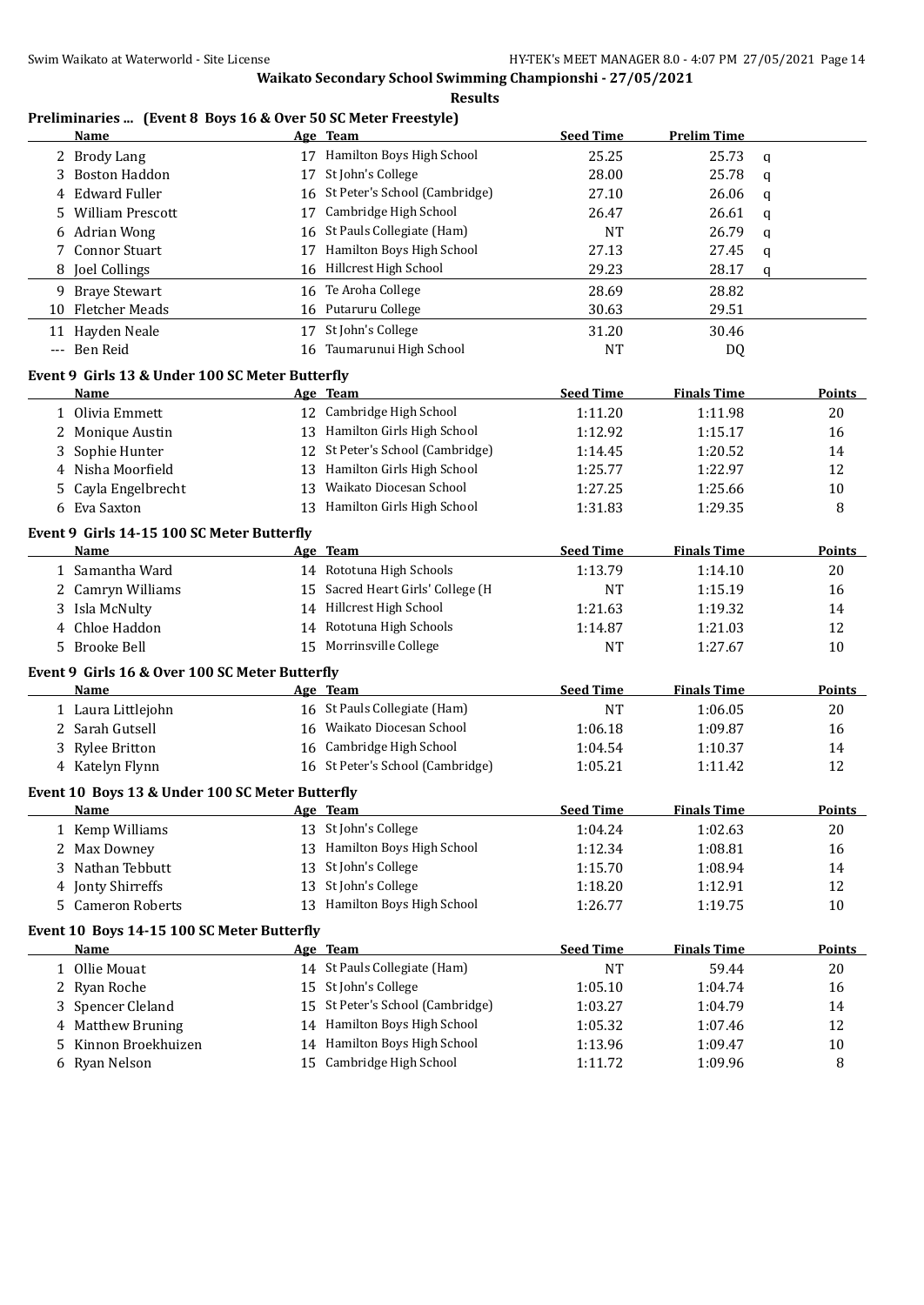# Waikato Secondary School Swimming Championshi - 27/05/2021

## Results

### Preliminaries ... (Event 8 Boys 16 & Over 50 SC Meter Freestyle)

| | Name | Age | Team | Seed Time | Prelim Time | |
|---|---|---|---|---|---|---|
| 2 | Brody Lang | 17 | Hamilton Boys High School | 25.25 | 25.73 | q |
| 3 | Boston Haddon | 17 | St John's College | 28.00 | 25.78 | q |
| 4 | Edward Fuller | 16 | St Peter's School (Cambridge) | 27.10 | 26.06 | q |
| 5 | William Prescott | 17 | Cambridge High School | 26.47 | 26.61 | q |
| 6 | Adrian Wong | 16 | St Pauls Collegiate (Ham) | NT | 26.79 | q |
| 7 | Connor Stuart | 17 | Hamilton Boys High School | 27.13 | 27.45 | q |
| 8 | Joel Collings | 16 | Hillcrest High School | 29.23 | 28.17 | q |
| 9 | Braye Stewart | 16 | Te Aroha College | 28.69 | 28.82 | |
| 10 | Fletcher Meads | 16 | Putaruru College | 30.63 | 29.51 | |
| 11 | Hayden Neale | 17 | St John's College | 31.20 | 30.46 | |
| --- | Ben Reid | 16 | Taumarunui High School | NT | DQ | |

### Event 9 Girls 13 & Under 100 SC Meter Butterfly

| | Name | Age | Team | Seed Time | Finals Time | Points |
|---|---|---|---|---|---|---|
| 1 | Olivia Emmett | 12 | Cambridge High School | 1:11.20 | 1:11.98 | 20 |
| 2 | Monique Austin | 13 | Hamilton Girls High School | 1:12.92 | 1:15.17 | 16 |
| 3 | Sophie Hunter | 12 | St Peter's School (Cambridge) | 1:14.45 | 1:20.52 | 14 |
| 4 | Nisha Moorfield | 13 | Hamilton Girls High School | 1:25.77 | 1:22.97 | 12 |
| 5 | Cayla Engelbrecht | 13 | Waikato Diocesan School | 1:27.25 | 1:25.66 | 10 |
| 6 | Eva Saxton | 13 | Hamilton Girls High School | 1:31.83 | 1:29.35 | 8 |

### Event 9 Girls 14-15 100 SC Meter Butterfly

| | Name | Age | Team | Seed Time | Finals Time | Points |
|---|---|---|---|---|---|---|
| 1 | Samantha Ward | 14 | Rototuna High Schools | 1:13.79 | 1:14.10 | 20 |
| 2 | Camryn Williams | 15 | Sacred Heart Girls' College (H | NT | 1:15.19 | 16 |
| 3 | Isla McNulty | 14 | Hillcrest High School | 1:21.63 | 1:19.32 | 14 |
| 4 | Chloe Haddon | 14 | Rototuna High Schools | 1:14.87 | 1:21.03 | 12 |
| 5 | Brooke Bell | 15 | Morrinsville College | NT | 1:27.67 | 10 |

### Event 9 Girls 16 & Over 100 SC Meter Butterfly

| | Name | Age | Team | Seed Time | Finals Time | Points |
|---|---|---|---|---|---|---|
| 1 | Laura Littlejohn | 16 | St Pauls Collegiate (Ham) | NT | 1:06.05 | 20 |
| 2 | Sarah Gutsell | 16 | Waikato Diocesan School | 1:06.18 | 1:09.87 | 16 |
| 3 | Rylee Britton | 16 | Cambridge High School | 1:04.54 | 1:10.37 | 14 |
| 4 | Katelyn Flynn | 16 | St Peter's School (Cambridge) | 1:05.21 | 1:11.42 | 12 |

### Event 10 Boys 13 & Under 100 SC Meter Butterfly

| | Name | Age | Team | Seed Time | Finals Time | Points |
|---|---|---|---|---|---|---|
| 1 | Kemp Williams | 13 | St John's College | 1:04.24 | 1:02.63 | 20 |
| 2 | Max Downey | 13 | Hamilton Boys High School | 1:12.34 | 1:08.81 | 16 |
| 3 | Nathan Tebbutt | 13 | St John's College | 1:15.70 | 1:08.94 | 14 |
| 4 | Jonty Shirreffs | 13 | St John's College | 1:18.20 | 1:12.91 | 12 |
| 5 | Cameron Roberts | 13 | Hamilton Boys High School | 1:26.77 | 1:19.75 | 10 |

### Event 10 Boys 14-15 100 SC Meter Butterfly

| | Name | Age | Team | Seed Time | Finals Time | Points |
|---|---|---|---|---|---|---|
| 1 | Ollie Mouat | 14 | St Pauls Collegiate (Ham) | NT | 59.44 | 20 |
| 2 | Ryan Roche | 15 | St John's College | 1:05.10 | 1:04.74 | 16 |
| 3 | Spencer Cleland | 15 | St Peter's School (Cambridge) | 1:03.27 | 1:04.79 | 14 |
| 4 | Matthew Bruning | 14 | Hamilton Boys High School | 1:05.32 | 1:07.46 | 12 |
| 5 | Kinnon Broekhuizen | 14 | Hamilton Boys High School | 1:13.96 | 1:09.47 | 10 |
| 6 | Ryan Nelson | 15 | Cambridge High School | 1:11.72 | 1:09.96 | 8 |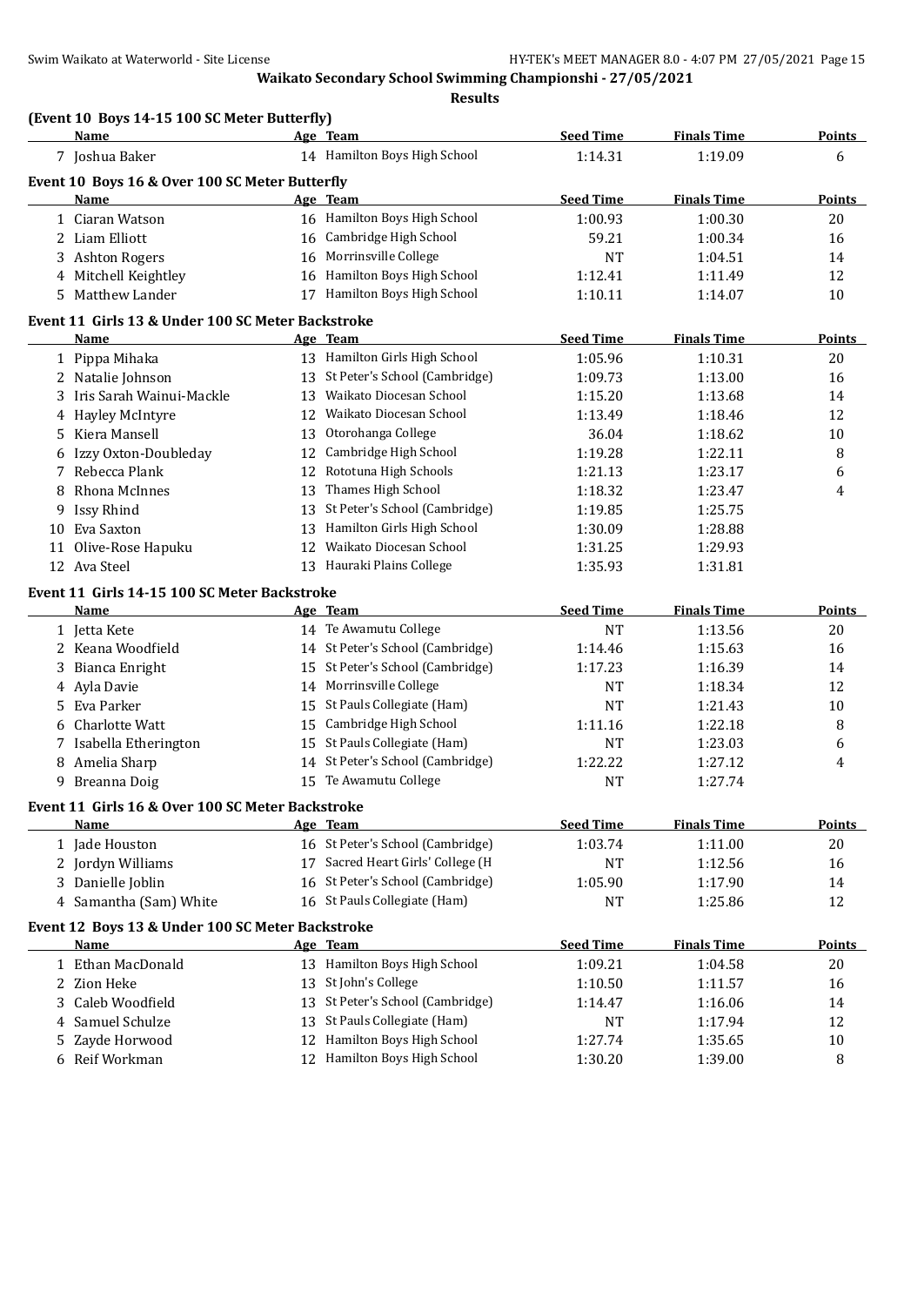# Waikato Secondary School Swimming Championshi - 27/05/2021

## Results

### (Event 10 Boys 14-15 100 SC Meter Butterfly)

| | Name | Age | Team | Seed Time | Finals Time | Points |
|---|---|---|---|---|---|---|
| 7 | Joshua Baker | 14 | Hamilton Boys High School | 1:14.31 | 1:19.09 | 6 |

### Event 10 Boys 16 & Over 100 SC Meter Butterfly

| | Name | Age | Team | Seed Time | Finals Time | Points |
|---|---|---|---|---|---|---|
| 1 | Ciaran Watson | 16 | Hamilton Boys High School | 1:00.93 | 1:00.30 | 20 |
| 2 | Liam Elliott | 16 | Cambridge High School | 59.21 | 1:00.34 | 16 |
| 3 | Ashton Rogers | 16 | Morrinsville College | NT | 1:04.51 | 14 |
| 4 | Mitchell Keightley | 16 | Hamilton Boys High School | 1:12.41 | 1:11.49 | 12 |
| 5 | Matthew Lander | 17 | Hamilton Boys High School | 1:10.11 | 1:14.07 | 10 |

### Event 11 Girls 13 & Under 100 SC Meter Backstroke

| | Name | Age | Team | Seed Time | Finals Time | Points |
|---|---|---|---|---|---|---|
| 1 | Pippa Mihaka | 13 | Hamilton Girls High School | 1:05.96 | 1:10.31 | 20 |
| 2 | Natalie Johnson | 13 | St Peter's School (Cambridge) | 1:09.73 | 1:13.00 | 16 |
| 3 | Iris Sarah Wainui-Mackle | 13 | Waikato Diocesan School | 1:15.20 | 1:13.68 | 14 |
| 4 | Hayley McIntyre | 12 | Waikato Diocesan School | 1:13.49 | 1:18.46 | 12 |
| 5 | Kiera Mansell | 13 | Otorohanga College | 36.04 | 1:18.62 | 10 |
| 6 | Izzy Oxton-Doubleday | 12 | Cambridge High School | 1:19.28 | 1:22.11 | 8 |
| 7 | Rebecca Plank | 12 | Rototuna High Schools | 1:21.13 | 1:23.17 | 6 |
| 8 | Rhona McInnes | 13 | Thames High School | 1:18.32 | 1:23.47 | 4 |
| 9 | Issy Rhind | 13 | St Peter's School (Cambridge) | 1:19.85 | 1:25.75 | |
| 10 | Eva Saxton | 13 | Hamilton Girls High School | 1:30.09 | 1:28.88 | |
| 11 | Olive-Rose Hapuku | 12 | Waikato Diocesan School | 1:31.25 | 1:29.93 | |
| 12 | Ava Steel | 13 | Hauraki Plains College | 1:35.93 | 1:31.81 | |

### Event 11 Girls 14-15 100 SC Meter Backstroke

| | Name | Age | Team | Seed Time | Finals Time | Points |
|---|---|---|---|---|---|---|
| 1 | Jetta Kete | 14 | Te Awamutu College | NT | 1:13.56 | 20 |
| 2 | Keana Woodfield | 14 | St Peter's School (Cambridge) | 1:14.46 | 1:15.63 | 16 |
| 3 | Bianca Enright | 15 | St Peter's School (Cambridge) | 1:17.23 | 1:16.39 | 14 |
| 4 | Ayla Davie | 14 | Morrinsville College | NT | 1:18.34 | 12 |
| 5 | Eva Parker | 15 | St Pauls Collegiate (Ham) | NT | 1:21.43 | 10 |
| 6 | Charlotte Watt | 15 | Cambridge High School | 1:11.16 | 1:22.18 | 8 |
| 7 | Isabella Etherington | 15 | St Pauls Collegiate (Ham) | NT | 1:23.03 | 6 |
| 8 | Amelia Sharp | 14 | St Peter's School (Cambridge) | 1:22.22 | 1:27.12 | 4 |
| 9 | Breanna Doig | 15 | Te Awamutu College | NT | 1:27.74 | |

### Event 11 Girls 16 & Over 100 SC Meter Backstroke

| | Name | Age | Team | Seed Time | Finals Time | Points |
|---|---|---|---|---|---|---|
| 1 | Jade Houston | 16 | St Peter's School (Cambridge) | 1:03.74 | 1:11.00 | 20 |
| 2 | Jordyn Williams | 17 | Sacred Heart Girls' College (H | NT | 1:12.56 | 16 |
| 3 | Danielle Joblin | 16 | St Peter's School (Cambridge) | 1:05.90 | 1:17.90 | 14 |
| 4 | Samantha (Sam) White | 16 | St Pauls Collegiate (Ham) | NT | 1:25.86 | 12 |

### Event 12 Boys 13 & Under 100 SC Meter Backstroke

| | Name | Age | Team | Seed Time | Finals Time | Points |
|---|---|---|---|---|---|---|
| 1 | Ethan MacDonald | 13 | Hamilton Boys High School | 1:09.21 | 1:04.58 | 20 |
| 2 | Zion Heke | 13 | St John's College | 1:10.50 | 1:11.57 | 16 |
| 3 | Caleb Woodfield | 13 | St Peter's School (Cambridge) | 1:14.47 | 1:16.06 | 14 |
| 4 | Samuel Schulze | 13 | St Pauls Collegiate (Ham) | NT | 1:17.94 | 12 |
| 5 | Zayde Horwood | 12 | Hamilton Boys High School | 1:27.74 | 1:35.65 | 10 |
| 6 | Reif Workman | 12 | Hamilton Boys High School | 1:30.20 | 1:39.00 | 8 |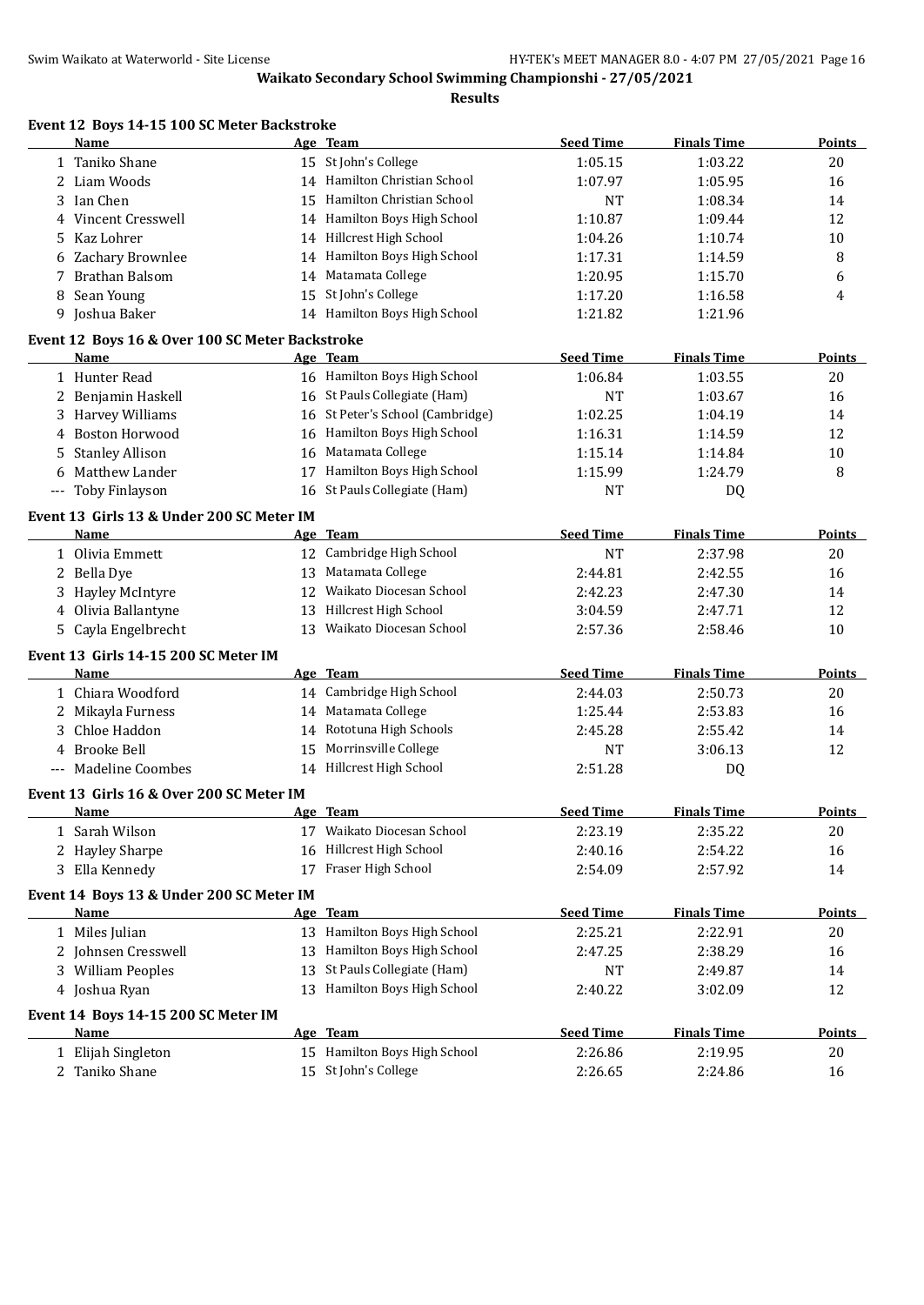**Waikato Secondary School Swimming Championshi - 27/05/2021**

**Results**

### Event 12 Boys 14-15 100 SC Meter Backstroke

| | Name | Age | Team | Seed Time | Finals Time | Points |
|---|---|---|---|---|---|---|
| 1 | Taniko Shane | 15 | St John's College | 1:05.15 | 1:03.22 | 20 |
| 2 | Liam Woods | 14 | Hamilton Christian School | 1:07.97 | 1:05.95 | 16 |
| 3 | Ian Chen | 15 | Hamilton Christian School | NT | 1:08.34 | 14 |
| 4 | Vincent Cresswell | 14 | Hamilton Boys High School | 1:10.87 | 1:09.44 | 12 |
| 5 | Kaz Lohrer | 14 | Hillcrest High School | 1:04.26 | 1:10.74 | 10 |
| 6 | Zachary Brownlee | 14 | Hamilton Boys High School | 1:17.31 | 1:14.59 | 8 |
| 7 | Brathan Balsom | 14 | Matamata College | 1:20.95 | 1:15.70 | 6 |
| 8 | Sean Young | 15 | St John's College | 1:17.20 | 1:16.58 | 4 |
| 9 | Joshua Baker | 14 | Hamilton Boys High School | 1:21.82 | 1:21.96 | |

### Event 12 Boys 16 & Over 100 SC Meter Backstroke

| | Name | Age | Team | Seed Time | Finals Time | Points |
|---|---|---|---|---|---|---|
| 1 | Hunter Read | 16 | Hamilton Boys High School | 1:06.84 | 1:03.55 | 20 |
| 2 | Benjamin Haskell | 16 | St Pauls Collegiate (Ham) | NT | 1:03.67 | 16 |
| 3 | Harvey Williams | 16 | St Peter's School (Cambridge) | 1:02.25 | 1:04.19 | 14 |
| 4 | Boston Horwood | 16 | Hamilton Boys High School | 1:16.31 | 1:14.59 | 12 |
| 5 | Stanley Allison | 16 | Matamata College | 1:15.14 | 1:14.84 | 10 |
| 6 | Matthew Lander | 17 | Hamilton Boys High School | 1:15.99 | 1:24.79 | 8 |
| --- | Toby Finlayson | 16 | St Pauls Collegiate (Ham) | NT | DQ | |

### Event 13 Girls 13 & Under 200 SC Meter IM

| | Name | Age | Team | Seed Time | Finals Time | Points |
|---|---|---|---|---|---|---|
| 1 | Olivia Emmett | 12 | Cambridge High School | NT | 2:37.98 | 20 |
| 2 | Bella Dye | 13 | Matamata College | 2:44.81 | 2:42.55 | 16 |
| 3 | Hayley McIntyre | 12 | Waikato Diocesan School | 2:42.23 | 2:47.30 | 14 |
| 4 | Olivia Ballantyne | 13 | Hillcrest High School | 3:04.59 | 2:47.71 | 12 |
| 5 | Cayla Engelbrecht | 13 | Waikato Diocesan School | 2:57.36 | 2:58.46 | 10 |

### Event 13 Girls 14-15 200 SC Meter IM

| | Name | Age | Team | Seed Time | Finals Time | Points |
|---|---|---|---|---|---|---|
| 1 | Chiara Woodford | 14 | Cambridge High School | 2:44.03 | 2:50.73 | 20 |
| 2 | Mikayla Furness | 14 | Matamata College | 1:25.44 | 2:53.83 | 16 |
| 3 | Chloe Haddon | 14 | Rototuna High Schools | 2:45.28 | 2:55.42 | 14 |
| 4 | Brooke Bell | 15 | Morrinsville College | NT | 3:06.13 | 12 |
| --- | Madeline Coombes | 14 | Hillcrest High School | 2:51.28 | DQ | |

### Event 13 Girls 16 & Over 200 SC Meter IM

| | Name | Age | Team | Seed Time | Finals Time | Points |
|---|---|---|---|---|---|---|
| 1 | Sarah Wilson | 17 | Waikato Diocesan School | 2:23.19 | 2:35.22 | 20 |
| 2 | Hayley Sharpe | 16 | Hillcrest High School | 2:40.16 | 2:54.22 | 16 |
| 3 | Ella Kennedy | 17 | Fraser High School | 2:54.09 | 2:57.92 | 14 |

### Event 14 Boys 13 & Under 200 SC Meter IM

| | Name | Age | Team | Seed Time | Finals Time | Points |
|---|---|---|---|---|---|---|
| 1 | Miles Julian | 13 | Hamilton Boys High School | 2:25.21 | 2:22.91 | 20 |
| 2 | Johnsen Cresswell | 13 | Hamilton Boys High School | 2:47.25 | 2:38.29 | 16 |
| 3 | William Peoples | 13 | St Pauls Collegiate (Ham) | NT | 2:49.87 | 14 |
| 4 | Joshua Ryan | 13 | Hamilton Boys High School | 2:40.22 | 3:02.09 | 12 |

### Event 14 Boys 14-15 200 SC Meter IM

| | Name | Age | Team | Seed Time | Finals Time | Points |
|---|---|---|---|---|---|---|
| 1 | Elijah Singleton | 15 | Hamilton Boys High School | 2:26.86 | 2:19.95 | 20 |
| 2 | Taniko Shane | 15 | St John's College | 2:26.65 | 2:24.86 | 16 |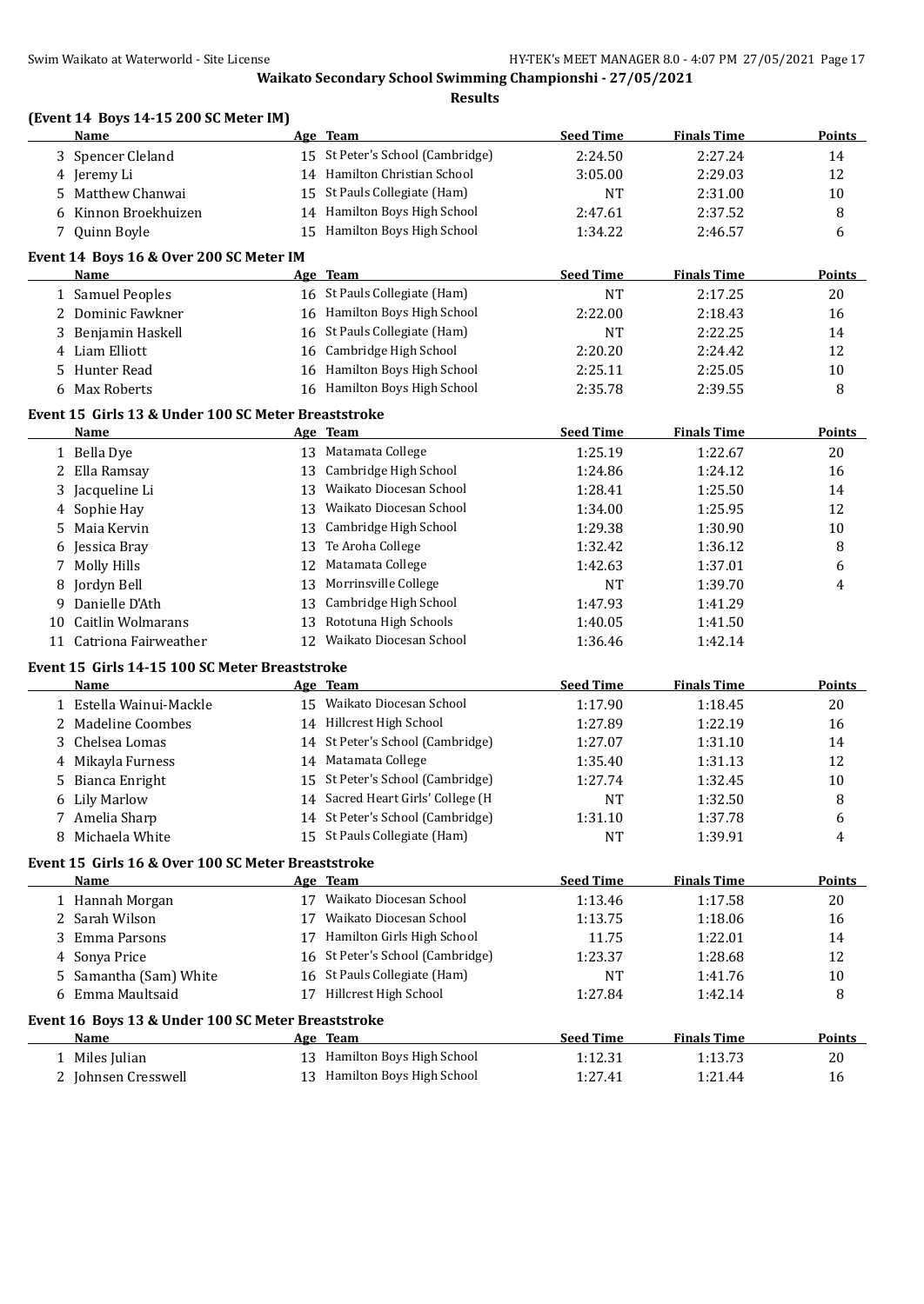## Waikato Secondary School Swimming Championshi - 27/05/2021

### Results

**(Event 14 Boys 14-15 200 SC Meter IM)**

| | Name | Age | Team | Seed Time | Finals Time | Points |
|---|---|---|---|---|---|---|
| 3 | Spencer Cleland | 15 | St Peter's School (Cambridge) | 2:24.50 | 2:27.24 | 14 |
| 4 | Jeremy Li | 14 | Hamilton Christian School | 3:05.00 | 2:29.03 | 12 |
| 5 | Matthew Chanwai | 15 | St Pauls Collegiate (Ham) | NT | 2:31.00 | 10 |
| 6 | Kinnon Broekhuizen | 14 | Hamilton Boys High School | 2:47.61 | 2:37.52 | 8 |
| 7 | Quinn Boyle | 15 | Hamilton Boys High School | 1:34.22 | 2:46.57 | 6 |

**Event 14 Boys 16 & Over 200 SC Meter IM**

| | Name | Age | Team | Seed Time | Finals Time | Points |
|---|---|---|---|---|---|---|
| 1 | Samuel Peoples | 16 | St Pauls Collegiate (Ham) | NT | 2:17.25 | 20 |
| 2 | Dominic Fawkner | 16 | Hamilton Boys High School | 2:22.00 | 2:18.43 | 16 |
| 3 | Benjamin Haskell | 16 | St Pauls Collegiate (Ham) | NT | 2:22.25 | 14 |
| 4 | Liam Elliott | 16 | Cambridge High School | 2:20.20 | 2:24.42 | 12 |
| 5 | Hunter Read | 16 | Hamilton Boys High School | 2:25.11 | 2:25.05 | 10 |
| 6 | Max Roberts | 16 | Hamilton Boys High School | 2:35.78 | 2:39.55 | 8 |

**Event 15 Girls 13 & Under 100 SC Meter Breaststroke**

| | Name | Age | Team | Seed Time | Finals Time | Points |
|---|---|---|---|---|---|---|
| 1 | Bella Dye | 13 | Matamata College | 1:25.19 | 1:22.67 | 20 |
| 2 | Ella Ramsay | 13 | Cambridge High School | 1:24.86 | 1:24.12 | 16 |
| 3 | Jacqueline Li | 13 | Waikato Diocesan School | 1:28.41 | 1:25.50 | 14 |
| 4 | Sophie Hay | 13 | Waikato Diocesan School | 1:34.00 | 1:25.95 | 12 |
| 5 | Maia Kervin | 13 | Cambridge High School | 1:29.38 | 1:30.90 | 10 |
| 6 | Jessica Bray | 13 | Te Aroha College | 1:32.42 | 1:36.12 | 8 |
| 7 | Molly Hills | 12 | Matamata College | 1:42.63 | 1:37.01 | 6 |
| 8 | Jordyn Bell | 13 | Morrinsville College | NT | 1:39.70 | 4 |
| 9 | Danielle D'Ath | 13 | Cambridge High School | 1:47.93 | 1:41.29 | |
| 10 | Caitlin Wolmarans | 13 | Rototuna High Schools | 1:40.05 | 1:41.50 | |
| 11 | Catriona Fairweather | 12 | Waikato Diocesan School | 1:36.46 | 1:42.14 | |

**Event 15 Girls 14-15 100 SC Meter Breaststroke**

| | Name | Age | Team | Seed Time | Finals Time | Points |
|---|---|---|---|---|---|---|
| 1 | Estella Wainui-Mackle | 15 | Waikato Diocesan School | 1:17.90 | 1:18.45 | 20 |
| 2 | Madeline Coombes | 14 | Hillcrest High School | 1:27.89 | 1:22.19 | 16 |
| 3 | Chelsea Lomas | 14 | St Peter's School (Cambridge) | 1:27.07 | 1:31.10 | 14 |
| 4 | Mikayla Furness | 14 | Matamata College | 1:35.40 | 1:31.13 | 12 |
| 5 | Bianca Enright | 15 | St Peter's School (Cambridge) | 1:27.74 | 1:32.45 | 10 |
| 6 | Lily Marlow | 14 | Sacred Heart Girls' College (H | NT | 1:32.50 | 8 |
| 7 | Amelia Sharp | 14 | St Peter's School (Cambridge) | 1:31.10 | 1:37.78 | 6 |
| 8 | Michaela White | 15 | St Pauls Collegiate (Ham) | NT | 1:39.91 | 4 |

**Event 15 Girls 16 & Over 100 SC Meter Breaststroke**

| | Name | Age | Team | Seed Time | Finals Time | Points |
|---|---|---|---|---|---|---|
| 1 | Hannah Morgan | 17 | Waikato Diocesan School | 1:13.46 | 1:17.58 | 20 |
| 2 | Sarah Wilson | 17 | Waikato Diocesan School | 1:13.75 | 1:18.06 | 16 |
| 3 | Emma Parsons | 17 | Hamilton Girls High School | 11.75 | 1:22.01 | 14 |
| 4 | Sonya Price | 16 | St Peter's School (Cambridge) | 1:23.37 | 1:28.68 | 12 |
| 5 | Samantha (Sam) White | 16 | St Pauls Collegiate (Ham) | NT | 1:41.76 | 10 |
| 6 | Emma Maultsaid | 17 | Hillcrest High School | 1:27.84 | 1:42.14 | 8 |

**Event 16 Boys 13 & Under 100 SC Meter Breaststroke**

| | Name | Age | Team | Seed Time | Finals Time | Points |
|---|---|---|---|---|---|---|
| 1 | Miles Julian | 13 | Hamilton Boys High School | 1:12.31 | 1:13.73 | 20 |
| 2 | Johnsen Cresswell | 13 | Hamilton Boys High School | 1:27.41 | 1:21.44 | 16 |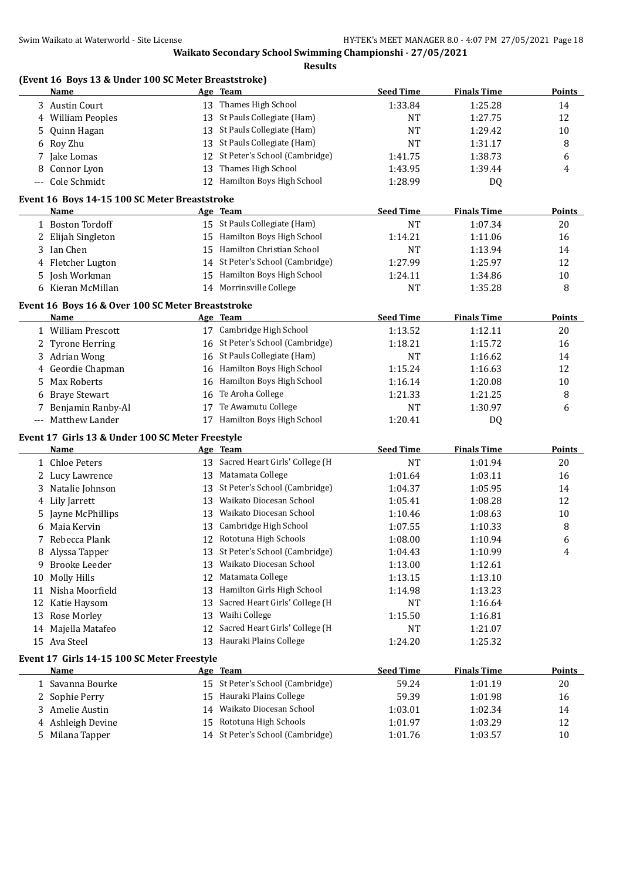**Waikato Secondary School Swimming Championshi - 27/05/2021**

**Results**

### (Event 16 Boys 13 & Under 100 SC Meter Breaststroke)

| | Name | Age | Team | Seed Time | Finals Time | Points |
|---|---|---|---|---|---|---|
| 3 | Austin Court | 13 | Thames High School | 1:33.84 | 1:25.28 | 14 |
| 4 | William Peoples | 13 | St Pauls Collegiate (Ham) | NT | 1:27.75 | 12 |
| 5 | Quinn Hagan | 13 | St Pauls Collegiate (Ham) | NT | 1:29.42 | 10 |
| 6 | Roy Zhu | 13 | St Pauls Collegiate (Ham) | NT | 1:31.17 | 8 |
| 7 | Jake Lomas | 12 | St Peter's School (Cambridge) | 1:41.75 | 1:38.73 | 6 |
| 8 | Connor Lyon | 13 | Thames High School | 1:43.95 | 1:39.44 | 4 |
| --- | Cole Schmidt | 12 | Hamilton Boys High School | 1:28.99 | DQ | |

### Event 16 Boys 14-15 100 SC Meter Breaststroke

| | Name | Age | Team | Seed Time | Finals Time | Points |
|---|---|---|---|---|---|---|
| 1 | Boston Tordoff | 15 | St Pauls Collegiate (Ham) | NT | 1:07.34 | 20 |
| 2 | Elijah Singleton | 15 | Hamilton Boys High School | 1:14.21 | 1:11.06 | 16 |
| 3 | Ian Chen | 15 | Hamilton Christian School | NT | 1:13.94 | 14 |
| 4 | Fletcher Lugton | 14 | St Peter's School (Cambridge) | 1:27.99 | 1:25.97 | 12 |
| 5 | Josh Workman | 15 | Hamilton Boys High School | 1:24.11 | 1:34.86 | 10 |
| 6 | Kieran McMillan | 14 | Morrinsville College | NT | 1:35.28 | 8 |

### Event 16 Boys 16 & Over 100 SC Meter Breaststroke

| | Name | Age | Team | Seed Time | Finals Time | Points |
|---|---|---|---|---|---|---|
| 1 | William Prescott | 17 | Cambridge High School | 1:13.52 | 1:12.11 | 20 |
| 2 | Tyrone Herring | 16 | St Peter's School (Cambridge) | 1:18.21 | 1:15.72 | 16 |
| 3 | Adrian Wong | 16 | St Pauls Collegiate (Ham) | NT | 1:16.62 | 14 |
| 4 | Geordie Chapman | 16 | Hamilton Boys High School | 1:15.24 | 1:16.63 | 12 |
| 5 | Max Roberts | 16 | Hamilton Boys High School | 1:16.14 | 1:20.08 | 10 |
| 6 | Braye Stewart | 16 | Te Aroha College | 1:21.33 | 1:21.25 | 8 |
| 7 | Benjamin Ranby-Al | 17 | Te Awamutu College | NT | 1:30.97 | 6 |
| --- | Matthew Lander | 17 | Hamilton Boys High School | 1:20.41 | DQ | |

### Event 17 Girls 13 & Under 100 SC Meter Freestyle

| | Name | Age | Team | Seed Time | Finals Time | Points |
|---|---|---|---|---|---|---|
| 1 | Chloe Peters | 13 | Sacred Heart Girls' College (H | NT | 1:01.94 | 20 |
| 2 | Lucy Lawrence | 13 | Matamata College | 1:01.64 | 1:03.11 | 16 |
| 3 | Natalie Johnson | 13 | St Peter's School (Cambridge) | 1:04.37 | 1:05.95 | 14 |
| 4 | Lily Jarrett | 13 | Waikato Diocesan School | 1:05.41 | 1:08.28 | 12 |
| 5 | Jayne McPhillips | 13 | Waikato Diocesan School | 1:10.46 | 1:08.63 | 10 |
| 6 | Maia Kervin | 13 | Cambridge High School | 1:07.55 | 1:10.33 | 8 |
| 7 | Rebecca Plank | 12 | Rototuna High Schools | 1:08.00 | 1:10.94 | 6 |
| 8 | Alyssa Tapper | 13 | St Peter's School (Cambridge) | 1:04.43 | 1:10.99 | 4 |
| 9 | Brooke Leeder | 13 | Waikato Diocesan School | 1:13.00 | 1:12.61 | |
| 10 | Molly Hills | 12 | Matamata College | 1:13.15 | 1:13.10 | |
| 11 | Nisha Moorfield | 13 | Hamilton Girls High School | 1:14.98 | 1:13.23 | |
| 12 | Katie Haysom | 13 | Sacred Heart Girls' College (H | NT | 1:16.64 | |
| 13 | Rose Morley | 13 | Waihi College | 1:15.50 | 1:16.81 | |
| 14 | Majella Matafeo | 12 | Sacred Heart Girls' College (H | NT | 1:21.07 | |
| 15 | Ava Steel | 13 | Hauraki Plains College | 1:24.20 | 1:25.32 | |

### Event 17 Girls 14-15 100 SC Meter Freestyle

| | Name | Age | Team | Seed Time | Finals Time | Points |
|---|---|---|---|---|---|---|
| 1 | Savanna Bourke | 15 | St Peter's School (Cambridge) | 59.24 | 1:01.19 | 20 |
| 2 | Sophie Perry | 15 | Hauraki Plains College | 59.39 | 1:01.98 | 16 |
| 3 | Amelie Austin | 14 | Waikato Diocesan School | 1:03.01 | 1:02.34 | 14 |
| 4 | Ashleigh Devine | 15 | Rototuna High Schools | 1:01.97 | 1:03.29 | 12 |
| 5 | Milana Tapper | 14 | St Peter's School (Cambridge) | 1:01.76 | 1:03.57 | 10 |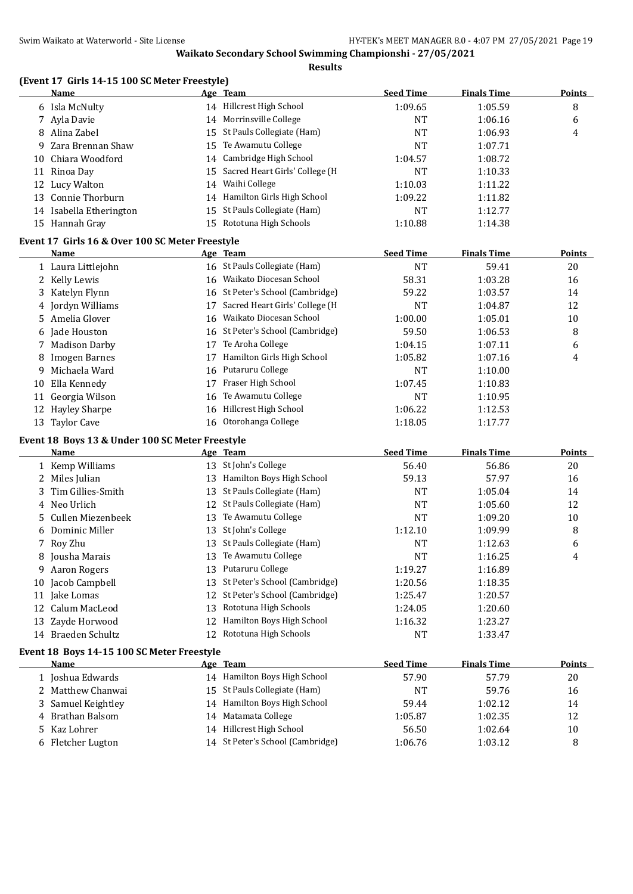## Waikato Secondary School Swimming Championshi - 27/05/2021

**Results**

### (Event 17 Girls 14-15 100 SC Meter Freestyle)

| | Name | Age | Team | Seed Time | Finals Time | Points |
|---|---|---|---|---|---|---|
| 6 | Isla McNulty | 14 | Hillcrest High School | 1:09.65 | 1:05.59 | 8 |
| 7 | Ayla Davie | 14 | Morrinsville College | NT | 1:06.16 | 6 |
| 8 | Alina Zabel | 15 | St Pauls Collegiate (Ham) | NT | 1:06.93 | 4 |
| 9 | Zara Brennan Shaw | 15 | Te Awamutu College | NT | 1:07.71 | |
| 10 | Chiara Woodford | 14 | Cambridge High School | 1:04.57 | 1:08.72 | |
| 11 | Rinoa Day | 15 | Sacred Heart Girls' College (H | NT | 1:10.33 | |
| 12 | Lucy Walton | 14 | Waihi College | 1:10.03 | 1:11.22 | |
| 13 | Connie Thorburn | 14 | Hamilton Girls High School | 1:09.22 | 1:11.82 | |
| 14 | Isabella Etherington | 15 | St Pauls Collegiate (Ham) | NT | 1:12.77 | |
| 15 | Hannah Gray | 15 | Rototuna High Schools | 1:10.88 | 1:14.38 | |

### Event 17 Girls 16 & Over 100 SC Meter Freestyle

| | Name | Age | Team | Seed Time | Finals Time | Points |
|---|---|---|---|---|---|---|
| 1 | Laura Littlejohn | 16 | St Pauls Collegiate (Ham) | NT | 59.41 | 20 |
| 2 | Kelly Lewis | 16 | Waikato Diocesan School | 58.31 | 1:03.28 | 16 |
| 3 | Katelyn Flynn | 16 | St Peter's School (Cambridge) | 59.22 | 1:03.57 | 14 |
| 4 | Jordyn Williams | 17 | Sacred Heart Girls' College (H | NT | 1:04.87 | 12 |
| 5 | Amelia Glover | 16 | Waikato Diocesan School | 1:00.00 | 1:05.01 | 10 |
| 6 | Jade Houston | 16 | St Peter's School (Cambridge) | 59.50 | 1:06.53 | 8 |
| 7 | Madison Darby | 17 | Te Aroha College | 1:04.15 | 1:07.11 | 6 |
| 8 | Imogen Barnes | 17 | Hamilton Girls High School | 1:05.82 | 1:07.16 | 4 |
| 9 | Michaela Ward | 16 | Putaruru College | NT | 1:10.00 | |
| 10 | Ella Kennedy | 17 | Fraser High School | 1:07.45 | 1:10.83 | |
| 11 | Georgia Wilson | 16 | Te Awamutu College | NT | 1:10.95 | |
| 12 | Hayley Sharpe | 16 | Hillcrest High School | 1:06.22 | 1:12.53 | |
| 13 | Taylor Cave | 16 | Otorohanga College | 1:18.05 | 1:17.77 | |

### Event 18 Boys 13 & Under 100 SC Meter Freestyle

| | Name | Age | Team | Seed Time | Finals Time | Points |
|---|---|---|---|---|---|---|
| 1 | Kemp Williams | 13 | St John's College | 56.40 | 56.86 | 20 |
| 2 | Miles Julian | 13 | Hamilton Boys High School | 59.13 | 57.97 | 16 |
| 3 | Tim Gillies-Smith | 13 | St Pauls Collegiate (Ham) | NT | 1:05.04 | 14 |
| 4 | Neo Urlich | 12 | St Pauls Collegiate (Ham) | NT | 1:05.60 | 12 |
| 5 | Cullen Miezenbeek | 13 | Te Awamutu College | NT | 1:09.20 | 10 |
| 6 | Dominic Miller | 13 | St John's College | 1:12.10 | 1:09.99 | 8 |
| 7 | Roy Zhu | 13 | St Pauls Collegiate (Ham) | NT | 1:12.63 | 6 |
| 8 | Jousha Marais | 13 | Te Awamutu College | NT | 1:16.25 | 4 |
| 9 | Aaron Rogers | 13 | Putaruru College | 1:19.27 | 1:16.89 | |
| 10 | Jacob Campbell | 13 | St Peter's School (Cambridge) | 1:20.56 | 1:18.35 | |
| 11 | Jake Lomas | 12 | St Peter's School (Cambridge) | 1:25.47 | 1:20.57 | |
| 12 | Calum MacLeod | 13 | Rototuna High Schools | 1:24.05 | 1:20.60 | |
| 13 | Zayde Horwood | 12 | Hamilton Boys High School | 1:16.32 | 1:23.27 | |
| 14 | Braeden Schultz | 12 | Rototuna High Schools | NT | 1:33.47 | |

### Event 18 Boys 14-15 100 SC Meter Freestyle

| | Name | Age | Team | Seed Time | Finals Time | Points |
|---|---|---|---|---|---|---|
| 1 | Joshua Edwards | 14 | Hamilton Boys High School | 57.90 | 57.79 | 20 |
| 2 | Matthew Chanwai | 15 | St Pauls Collegiate (Ham) | NT | 59.76 | 16 |
| 3 | Samuel Keightley | 14 | Hamilton Boys High School | 59.44 | 1:02.12 | 14 |
| 4 | Brathan Balsom | 14 | Matamata College | 1:05.87 | 1:02.35 | 12 |
| 5 | Kaz Lohrer | 14 | Hillcrest High School | 56.50 | 1:02.64 | 10 |
| 6 | Fletcher Lugton | 14 | St Peter's School (Cambridge) | 1:06.76 | 1:03.12 | 8 |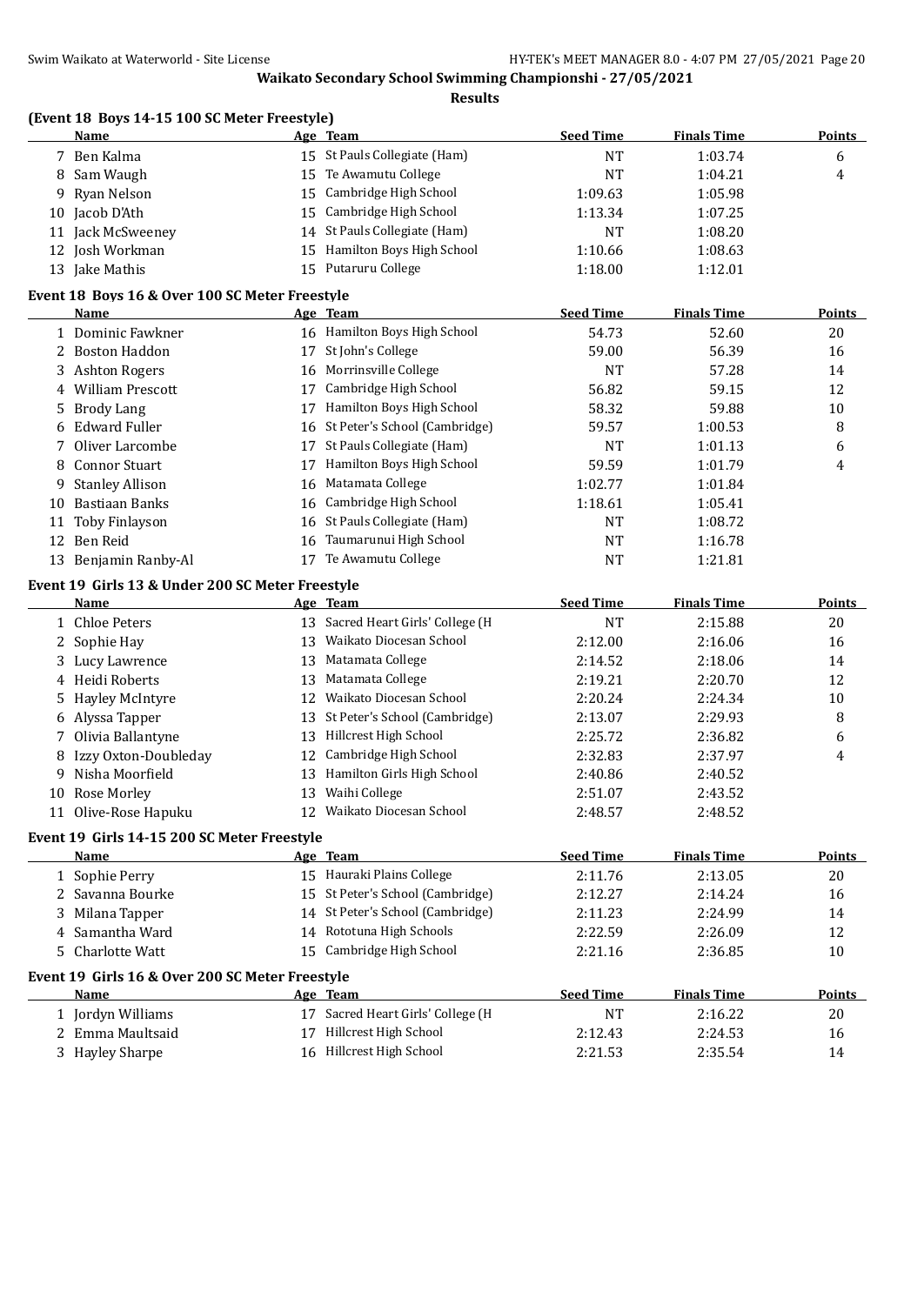# Waikato Secondary School Swimming Championshi - 27/05/2021

## Results

### (Event 18 Boys 14-15 100 SC Meter Freestyle)

| | Name | Age | Team | Seed Time | Finals Time | Points |
|---|---|---|---|---|---|---|
| 7 | Ben Kalma | 15 | St Pauls Collegiate (Ham) | NT | 1:03.74 | 6 |
| 8 | Sam Waugh | 15 | Te Awamutu College | NT | 1:04.21 | 4 |
| 9 | Ryan Nelson | 15 | Cambridge High School | 1:09.63 | 1:05.98 | |
| 10 | Jacob D'Ath | 15 | Cambridge High School | 1:13.34 | 1:07.25 | |
| 11 | Jack McSweeney | 14 | St Pauls Collegiate (Ham) | NT | 1:08.20 | |
| 12 | Josh Workman | 15 | Hamilton Boys High School | 1:10.66 | 1:08.63 | |
| 13 | Jake Mathis | 15 | Putaruru College | 1:18.00 | 1:12.01 | |

### Event 18 Boys 16 & Over 100 SC Meter Freestyle

| | Name | Age | Team | Seed Time | Finals Time | Points |
|---|---|---|---|---|---|---|
| 1 | Dominic Fawkner | 16 | Hamilton Boys High School | 54.73 | 52.60 | 20 |
| 2 | Boston Haddon | 17 | St John's College | 59.00 | 56.39 | 16 |
| 3 | Ashton Rogers | 16 | Morrinsville College | NT | 57.28 | 14 |
| 4 | William Prescott | 17 | Cambridge High School | 56.82 | 59.15 | 12 |
| 5 | Brody Lang | 17 | Hamilton Boys High School | 58.32 | 59.88 | 10 |
| 6 | Edward Fuller | 16 | St Peter's School (Cambridge) | 59.57 | 1:00.53 | 8 |
| 7 | Oliver Larcombe | 17 | St Pauls Collegiate (Ham) | NT | 1:01.13 | 6 |
| 8 | Connor Stuart | 17 | Hamilton Boys High School | 59.59 | 1:01.79 | 4 |
| 9 | Stanley Allison | 16 | Matamata College | 1:02.77 | 1:01.84 | |
| 10 | Bastiaan Banks | 16 | Cambridge High School | 1:18.61 | 1:05.41 | |
| 11 | Toby Finlayson | 16 | St Pauls Collegiate (Ham) | NT | 1:08.72 | |
| 12 | Ben Reid | 16 | Taumarunui High School | NT | 1:16.78 | |
| 13 | Benjamin Ranby-Al | 17 | Te Awamutu College | NT | 1:21.81 | |

### Event 19 Girls 13 & Under 200 SC Meter Freestyle

| | Name | Age | Team | Seed Time | Finals Time | Points |
|---|---|---|---|---|---|---|
| 1 | Chloe Peters | 13 | Sacred Heart Girls' College (H | NT | 2:15.88 | 20 |
| 2 | Sophie Hay | 13 | Waikato Diocesan School | 2:12.00 | 2:16.06 | 16 |
| 3 | Lucy Lawrence | 13 | Matamata College | 2:14.52 | 2:18.06 | 14 |
| 4 | Heidi Roberts | 13 | Matamata College | 2:19.21 | 2:20.70 | 12 |
| 5 | Hayley McIntyre | 12 | Waikato Diocesan School | 2:20.24 | 2:24.34 | 10 |
| 6 | Alyssa Tapper | 13 | St Peter's School (Cambridge) | 2:13.07 | 2:29.93 | 8 |
| 7 | Olivia Ballantyne | 13 | Hillcrest High School | 2:25.72 | 2:36.82 | 6 |
| 8 | Izzy Oxton-Doubleday | 12 | Cambridge High School | 2:32.83 | 2:37.97 | 4 |
| 9 | Nisha Moorfield | 13 | Hamilton Girls High School | 2:40.86 | 2:40.52 | |
| 10 | Rose Morley | 13 | Waihi College | 2:51.07 | 2:43.52 | |
| 11 | Olive-Rose Hapuku | 12 | Waikato Diocesan School | 2:48.57 | 2:48.52 | |

### Event 19 Girls 14-15 200 SC Meter Freestyle

| | Name | Age | Team | Seed Time | Finals Time | Points |
|---|---|---|---|---|---|---|
| 1 | Sophie Perry | 15 | Hauraki Plains College | 2:11.76 | 2:13.05 | 20 |
| 2 | Savanna Bourke | 15 | St Peter's School (Cambridge) | 2:12.27 | 2:14.24 | 16 |
| 3 | Milana Tapper | 14 | St Peter's School (Cambridge) | 2:11.23 | 2:24.99 | 14 |
| 4 | Samantha Ward | 14 | Rototuna High Schools | 2:22.59 | 2:26.09 | 12 |
| 5 | Charlotte Watt | 15 | Cambridge High School | 2:21.16 | 2:36.85 | 10 |

### Event 19 Girls 16 & Over 200 SC Meter Freestyle

| | Name | Age | Team | Seed Time | Finals Time | Points |
|---|---|---|---|---|---|---|
| 1 | Jordyn Williams | 17 | Sacred Heart Girls' College (H | NT | 2:16.22 | 20 |
| 2 | Emma Maultsaid | 17 | Hillcrest High School | 2:12.43 | 2:24.53 | 16 |
| 3 | Hayley Sharpe | 16 | Hillcrest High School | 2:21.53 | 2:35.54 | 14 |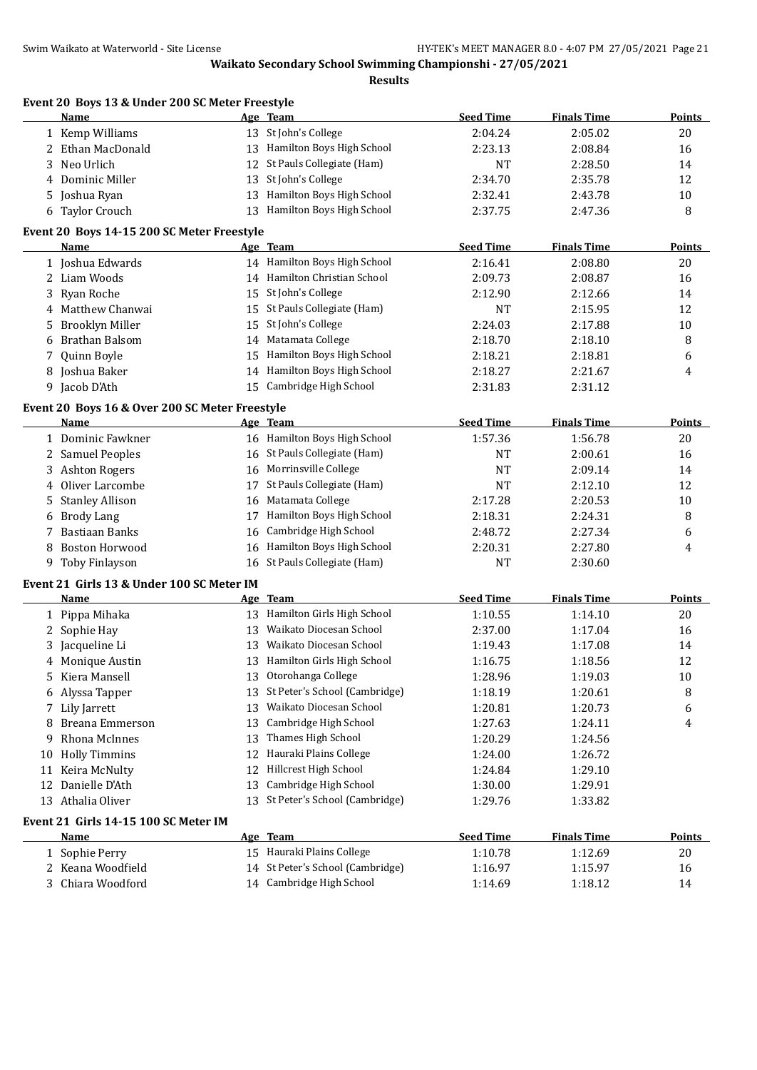## Waikato Secondary School Swimming Championshi - 27/05/2021

### Results

#### Event 20 Boys 13 & Under 200 SC Meter Freestyle

| | Name | Age | Team | Seed Time | Finals Time | Points |
|---|---|---|---|---|---|---|
| 1 | Kemp Williams | 13 | St John's College | 2:04.24 | 2:05.02 | 20 |
| 2 | Ethan MacDonald | 13 | Hamilton Boys High School | 2:23.13 | 2:08.84 | 16 |
| 3 | Neo Urlich | 12 | St Pauls Collegiate (Ham) | NT | 2:28.50 | 14 |
| 4 | Dominic Miller | 13 | St John's College | 2:34.70 | 2:35.78 | 12 |
| 5 | Joshua Ryan | 13 | Hamilton Boys High School | 2:32.41 | 2:43.78 | 10 |
| 6 | Taylor Crouch | 13 | Hamilton Boys High School | 2:37.75 | 2:47.36 | 8 |

#### Event 20 Boys 14-15 200 SC Meter Freestyle

| | Name | Age | Team | Seed Time | Finals Time | Points |
|---|---|---|---|---|---|---|
| 1 | Joshua Edwards | 14 | Hamilton Boys High School | 2:16.41 | 2:08.80 | 20 |
| 2 | Liam Woods | 14 | Hamilton Christian School | 2:09.73 | 2:08.87 | 16 |
| 3 | Ryan Roche | 15 | St John's College | 2:12.90 | 2:12.66 | 14 |
| 4 | Matthew Chanwai | 15 | St Pauls Collegiate (Ham) | NT | 2:15.95 | 12 |
| 5 | Brooklyn Miller | 15 | St John's College | 2:24.03 | 2:17.88 | 10 |
| 6 | Brathan Balsom | 14 | Matamata College | 2:18.70 | 2:18.10 | 8 |
| 7 | Quinn Boyle | 15 | Hamilton Boys High School | 2:18.21 | 2:18.81 | 6 |
| 8 | Joshua Baker | 14 | Hamilton Boys High School | 2:18.27 | 2:21.67 | 4 |
| 9 | Jacob D'Ath | 15 | Cambridge High School | 2:31.83 | 2:31.12 | |

#### Event 20 Boys 16 & Over 200 SC Meter Freestyle

| | Name | Age | Team | Seed Time | Finals Time | Points |
|---|---|---|---|---|---|---|
| 1 | Dominic Fawkner | 16 | Hamilton Boys High School | 1:57.36 | 1:56.78 | 20 |
| 2 | Samuel Peoples | 16 | St Pauls Collegiate (Ham) | NT | 2:00.61 | 16 |
| 3 | Ashton Rogers | 16 | Morrinsville College | NT | 2:09.14 | 14 |
| 4 | Oliver Larcombe | 17 | St Pauls Collegiate (Ham) | NT | 2:12.10 | 12 |
| 5 | Stanley Allison | 16 | Matamata College | 2:17.28 | 2:20.53 | 10 |
| 6 | Brody Lang | 17 | Hamilton Boys High School | 2:18.31 | 2:24.31 | 8 |
| 7 | Bastiaan Banks | 16 | Cambridge High School | 2:48.72 | 2:27.34 | 6 |
| 8 | Boston Horwood | 16 | Hamilton Boys High School | 2:20.31 | 2:27.80 | 4 |
| 9 | Toby Finlayson | 16 | St Pauls Collegiate (Ham) | NT | 2:30.60 | |

#### Event 21 Girls 13 & Under 100 SC Meter IM

| | Name | Age | Team | Seed Time | Finals Time | Points |
|---|---|---|---|---|---|---|
| 1 | Pippa Mihaka | 13 | Hamilton Girls High School | 1:10.55 | 1:14.10 | 20 |
| 2 | Sophie Hay | 13 | Waikato Diocesan School | 2:37.00 | 1:17.04 | 16 |
| 3 | Jacqueline Li | 13 | Waikato Diocesan School | 1:19.43 | 1:17.08 | 14 |
| 4 | Monique Austin | 13 | Hamilton Girls High School | 1:16.75 | 1:18.56 | 12 |
| 5 | Kiera Mansell | 13 | Otorohanga College | 1:28.96 | 1:19.03 | 10 |
| 6 | Alyssa Tapper | 13 | St Peter's School (Cambridge) | 1:18.19 | 1:20.61 | 8 |
| 7 | Lily Jarrett | 13 | Waikato Diocesan School | 1:20.81 | 1:20.73 | 6 |
| 8 | Breana Emmerson | 13 | Cambridge High School | 1:27.63 | 1:24.11 | 4 |
| 9 | Rhona McInnes | 13 | Thames High School | 1:20.29 | 1:24.56 | |
| 10 | Holly Timmins | 12 | Hauraki Plains College | 1:24.00 | 1:26.72 | |
| 11 | Keira McNulty | 12 | Hillcrest High School | 1:24.84 | 1:29.10 | |
| 12 | Danielle D'Ath | 13 | Cambridge High School | 1:30.00 | 1:29.91 | |
| 13 | Athalia Oliver | 13 | St Peter's School (Cambridge) | 1:29.76 | 1:33.82 | |

#### Event 21 Girls 14-15 100 SC Meter IM

| | Name | Age | Team | Seed Time | Finals Time | Points |
|---|---|---|---|---|---|---|
| 1 | Sophie Perry | 15 | Hauraki Plains College | 1:10.78 | 1:12.69 | 20 |
| 2 | Keana Woodfield | 14 | St Peter's School (Cambridge) | 1:16.97 | 1:15.97 | 16 |
| 3 | Chiara Woodford | 14 | Cambridge High School | 1:14.69 | 1:18.12 | 14 |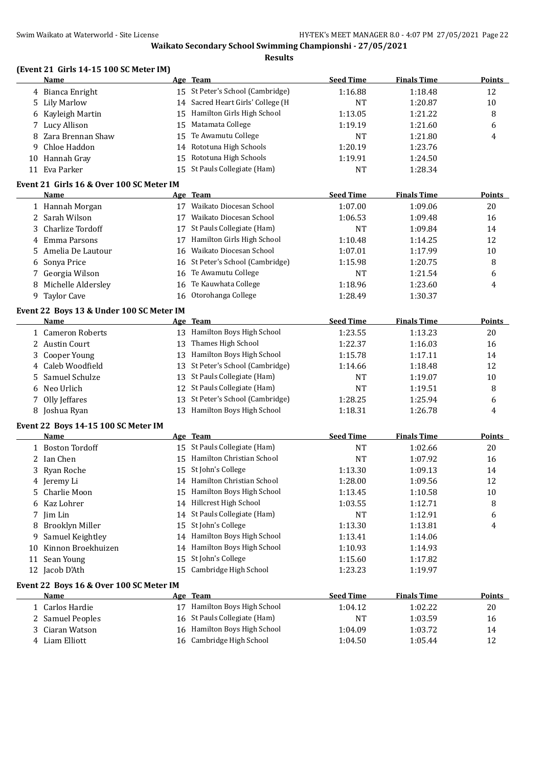**Waikato Secondary School Swimming Championshi - 27/05/2021**

**Results**

### (Event 21 Girls 14-15 100 SC Meter IM)

| | Name | Age | Team | Seed Time | Finals Time | Points |
|---|---|---|---|---|---|---|
| 4 | Bianca Enright | 15 | St Peter's School (Cambridge) | 1:16.88 | 1:18.48 | 12 |
| 5 | Lily Marlow | 14 | Sacred Heart Girls' College (H | NT | 1:20.87 | 10 |
| 6 | Kayleigh Martin | 15 | Hamilton Girls High School | 1:13.05 | 1:21.22 | 8 |
| 7 | Lucy Allison | 15 | Matamata College | 1:19.19 | 1:21.60 | 6 |
| 8 | Zara Brennan Shaw | 15 | Te Awamutu College | NT | 1:21.80 | 4 |
| 9 | Chloe Haddon | 14 | Rototuna High Schools | 1:20.19 | 1:23.76 | |
| 10 | Hannah Gray | 15 | Rototuna High Schools | 1:19.91 | 1:24.50 | |
| 11 | Eva Parker | 15 | St Pauls Collegiate (Ham) | NT | 1:28.34 | |

### Event 21 Girls 16 & Over 100 SC Meter IM

| | Name | Age | Team | Seed Time | Finals Time | Points |
|---|---|---|---|---|---|---|
| 1 | Hannah Morgan | 17 | Waikato Diocesan School | 1:07.00 | 1:09.06 | 20 |
| 2 | Sarah Wilson | 17 | Waikato Diocesan School | 1:06.53 | 1:09.48 | 16 |
| 3 | Charlize Tordoff | 17 | St Pauls Collegiate (Ham) | NT | 1:09.84 | 14 |
| 4 | Emma Parsons | 17 | Hamilton Girls High School | 1:10.48 | 1:14.25 | 12 |
| 5 | Amelia De Lautour | 16 | Waikato Diocesan School | 1:07.01 | 1:17.99 | 10 |
| 6 | Sonya Price | 16 | St Peter's School (Cambridge) | 1:15.98 | 1:20.75 | 8 |
| 7 | Georgia Wilson | 16 | Te Awamutu College | NT | 1:21.54 | 6 |
| 8 | Michelle Aldersley | 16 | Te Kauwhata College | 1:18.96 | 1:23.60 | 4 |
| 9 | Taylor Cave | 16 | Otorohanga College | 1:28.49 | 1:30.37 | |

### Event 22 Boys 13 & Under 100 SC Meter IM

| | Name | Age | Team | Seed Time | Finals Time | Points |
|---|---|---|---|---|---|---|
| 1 | Cameron Roberts | 13 | Hamilton Boys High School | 1:23.55 | 1:13.23 | 20 |
| 2 | Austin Court | 13 | Thames High School | 1:22.37 | 1:16.03 | 16 |
| 3 | Cooper Young | 13 | Hamilton Boys High School | 1:15.78 | 1:17.11 | 14 |
| 4 | Caleb Woodfield | 13 | St Peter's School (Cambridge) | 1:14.66 | 1:18.48 | 12 |
| 5 | Samuel Schulze | 13 | St Pauls Collegiate (Ham) | NT | 1:19.07 | 10 |
| 6 | Neo Urlich | 12 | St Pauls Collegiate (Ham) | NT | 1:19.51 | 8 |
| 7 | Olly Jeffares | 13 | St Peter's School (Cambridge) | 1:28.25 | 1:25.94 | 6 |
| 8 | Joshua Ryan | 13 | Hamilton Boys High School | 1:18.31 | 1:26.78 | 4 |

### Event 22 Boys 14-15 100 SC Meter IM

| | Name | Age | Team | Seed Time | Finals Time | Points |
|---|---|---|---|---|---|---|
| 1 | Boston Tordoff | 15 | St Pauls Collegiate (Ham) | NT | 1:02.66 | 20 |
| 2 | Ian Chen | 15 | Hamilton Christian School | NT | 1:07.92 | 16 |
| 3 | Ryan Roche | 15 | St John's College | 1:13.30 | 1:09.13 | 14 |
| 4 | Jeremy Li | 14 | Hamilton Christian School | 1:28.00 | 1:09.56 | 12 |
| 5 | Charlie Moon | 15 | Hamilton Boys High School | 1:13.45 | 1:10.58 | 10 |
| 6 | Kaz Lohrer | 14 | Hillcrest High School | 1:03.55 | 1:12.71 | 8 |
| 7 | Jim Lin | 14 | St Pauls Collegiate (Ham) | NT | 1:12.91 | 6 |
| 8 | Brooklyn Miller | 15 | St John's College | 1:13.30 | 1:13.81 | 4 |
| 9 | Samuel Keightley | 14 | Hamilton Boys High School | 1:13.41 | 1:14.06 | |
| 10 | Kinnon Broekhuizen | 14 | Hamilton Boys High School | 1:10.93 | 1:14.93 | |
| 11 | Sean Young | 15 | St John's College | 1:15.60 | 1:17.82 | |
| 12 | Jacob D'Ath | 15 | Cambridge High School | 1:23.23 | 1:19.97 | |

### Event 22 Boys 16 & Over 100 SC Meter IM

| | Name | Age | Team | Seed Time | Finals Time | Points |
|---|---|---|---|---|---|---|
| 1 | Carlos Hardie | 17 | Hamilton Boys High School | 1:04.12 | 1:02.22 | 20 |
| 2 | Samuel Peoples | 16 | St Pauls Collegiate (Ham) | NT | 1:03.59 | 16 |
| 3 | Ciaran Watson | 16 | Hamilton Boys High School | 1:04.09 | 1:03.72 | 14 |
| 4 | Liam Elliott | 16 | Cambridge High School | 1:04.50 | 1:05.44 | 12 |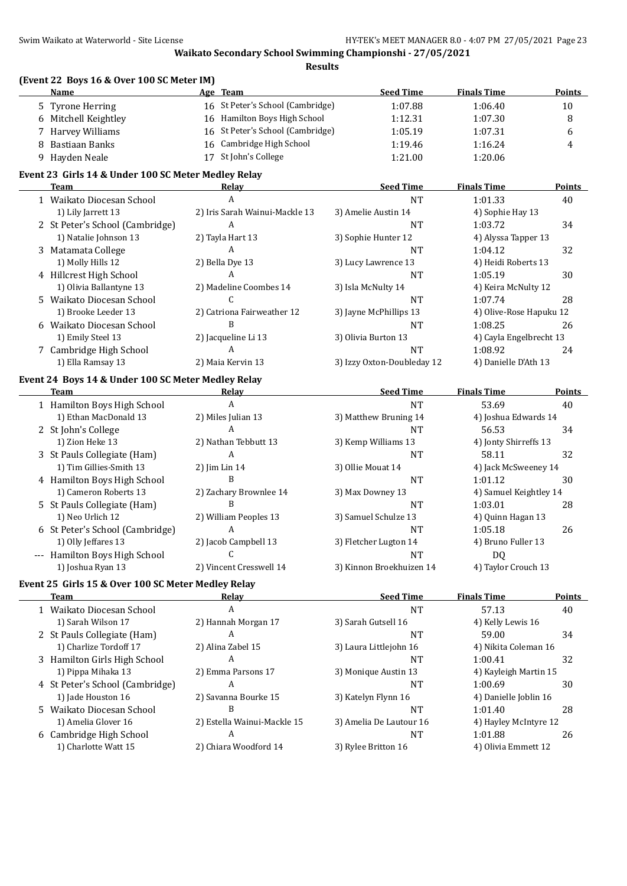## (Event 22 Boys 16 & Over 100 SC Meter IM)

| | Name | Age | Team | Seed Time | Finals Time | Points |
|---|---|---|---|---|---|---|
| 5 | Tyrone Herring | 16 | St Peter's School (Cambridge) | 1:07.88 | 1:06.40 | 10 |
| 6 | Mitchell Keightley | 16 | Hamilton Boys High School | 1:12.31 | 1:07.30 | 8 |
| 7 | Harvey Williams | 16 | St Peter's School (Cambridge) | 1:05.19 | 1:07.31 | 6 |
| 8 | Bastiaan Banks | 16 | Cambridge High School | 1:19.46 | 1:16.24 | 4 |
| 9 | Hayden Neale | 17 | St John's College | 1:21.00 | 1:20.06 | |

## Event 23 Girls 14 & Under 100 SC Meter Medley Relay

| | Team | Relay | Seed Time | Finals Time | Points |
|---|---|---|---|---|---|
| 1 | Waikato Diocesan School | A | NT | 1:01.33 | 40 |
| | 1) Lily Jarrett 13 | 2) Iris Sarah Wainui-Mackle 13 | 3) Amelie Austin 14 | 4) Sophie Hay 13 | |
| 2 | St Peter's School (Cambridge) | A | NT | 1:03.72 | 34 |
| | 1) Natalie Johnson 13 | 2) Tayla Hart 13 | 3) Sophie Hunter 12 | 4) Alyssa Tapper 13 | |
| 3 | Matamata College | A | NT | 1:04.12 | 32 |
| | 1) Molly Hills 12 | 2) Bella Dye 13 | 3) Lucy Lawrence 13 | 4) Heidi Roberts 13 | |
| 4 | Hillcrest High School | A | NT | 1:05.19 | 30 |
| | 1) Olivia Ballantyne 13 | 2) Madeline Coombes 14 | 3) Isla McNulty 14 | 4) Keira McNulty 12 | |
| 5 | Waikato Diocesan School | C | NT | 1:07.74 | 28 |
| | 1) Brooke Leeder 13 | 2) Catriona Fairweather 12 | 3) Jayne McPhillips 13 | 4) Olive-Rose Hapuku 12 | |
| 6 | Waikato Diocesan School | B | NT | 1:08.25 | 26 |
| | 1) Emily Steel 13 | 2) Jacqueline Li 13 | 3) Olivia Burton 13 | 4) Cayla Engelbrecht 13 | |
| 7 | Cambridge High School | A | NT | 1:08.92 | 24 |
| | 1) Ella Ramsay 13 | 2) Maia Kervin 13 | 3) Izzy Oxton-Doubleday 12 | 4) Danielle D'Ath 13 | |

## Event 24 Boys 14 & Under 100 SC Meter Medley Relay

| | Team | Relay | Seed Time | Finals Time | Points |
|---|---|---|---|---|---|
| 1 | Hamilton Boys High School | A | NT | 53.69 | 40 |
| | 1) Ethan MacDonald 13 | 2) Miles Julian 13 | 3) Matthew Bruning 14 | 4) Joshua Edwards 14 | |
| 2 | St John's College | A | NT | 56.53 | 34 |
| | 1) Zion Heke 13 | 2) Nathan Tebbutt 13 | 3) Kemp Williams 13 | 4) Jonty Shirreffs 13 | |
| 3 | St Pauls Collegiate (Ham) | A | NT | 58.11 | 32 |
| | 1) Tim Gillies-Smith 13 | 2) Jim Lin 14 | 3) Ollie Mouat 14 | 4) Jack McSweeney 14 | |
| 4 | Hamilton Boys High School | B | NT | 1:01.12 | 30 |
| | 1) Cameron Roberts 13 | 2) Zachary Brownlee 14 | 3) Max Downey 13 | 4) Samuel Keightley 14 | |
| 5 | St Pauls Collegiate (Ham) | B | NT | 1:03.01 | 28 |
| | 1) Neo Urlich 12 | 2) William Peoples 13 | 3) Samuel Schulze 13 | 4) Quinn Hagan 13 | |
| 6 | St Peter's School (Cambridge) | A | NT | 1:05.18 | 26 |
| | 1) Olly Jeffares 13 | 2) Jacob Campbell 13 | 3) Fletcher Lugton 14 | 4) Bruno Fuller 13 | |
| --- | Hamilton Boys High School | C | NT | DQ | |
| | 1) Joshua Ryan 13 | 2) Vincent Cresswell 14 | 3) Kinnon Broekhuizen 14 | 4) Taylor Crouch 13 | |

## Event 25 Girls 15 & Over 100 SC Meter Medley Relay

| | Team | Relay | Seed Time | Finals Time | Points |
|---|---|---|---|---|---|
| 1 | Waikato Diocesan School | A | NT | 57.13 | 40 |
| | 1) Sarah Wilson 17 | 2) Hannah Morgan 17 | 3) Sarah Gutsell 16 | 4) Kelly Lewis 16 | |
| 2 | St Pauls Collegiate (Ham) | A | NT | 59.00 | 34 |
| | 1) Charlize Tordoff 17 | 2) Alina Zabel 15 | 3) Laura Littlejohn 16 | 4) Nikita Coleman 16 | |
| 3 | Hamilton Girls High School | A | NT | 1:00.41 | 32 |
| | 1) Pippa Mihaka 13 | 2) Emma Parsons 17 | 3) Monique Austin 13 | 4) Kayleigh Martin 15 | |
| 4 | St Peter's School (Cambridge) | A | NT | 1:00.69 | 30 |
| | 1) Jade Houston 16 | 2) Savanna Bourke 15 | 3) Katelyn Flynn 16 | 4) Danielle Joblin 16 | |
| 5 | Waikato Diocesan School | B | NT | 1:01.40 | 28 |
| | 1) Amelia Glover 16 | 2) Estella Wainui-Mackle 15 | 3) Amelia De Lautour 16 | 4) Hayley McIntyre 12 | |
| 6 | Cambridge High School | A | NT | 1:01.88 | 26 |
| | 1) Charlotte Watt 15 | 2) Chiara Woodford 14 | 3) Rylee Britton 16 | 4) Olivia Emmett 12 | |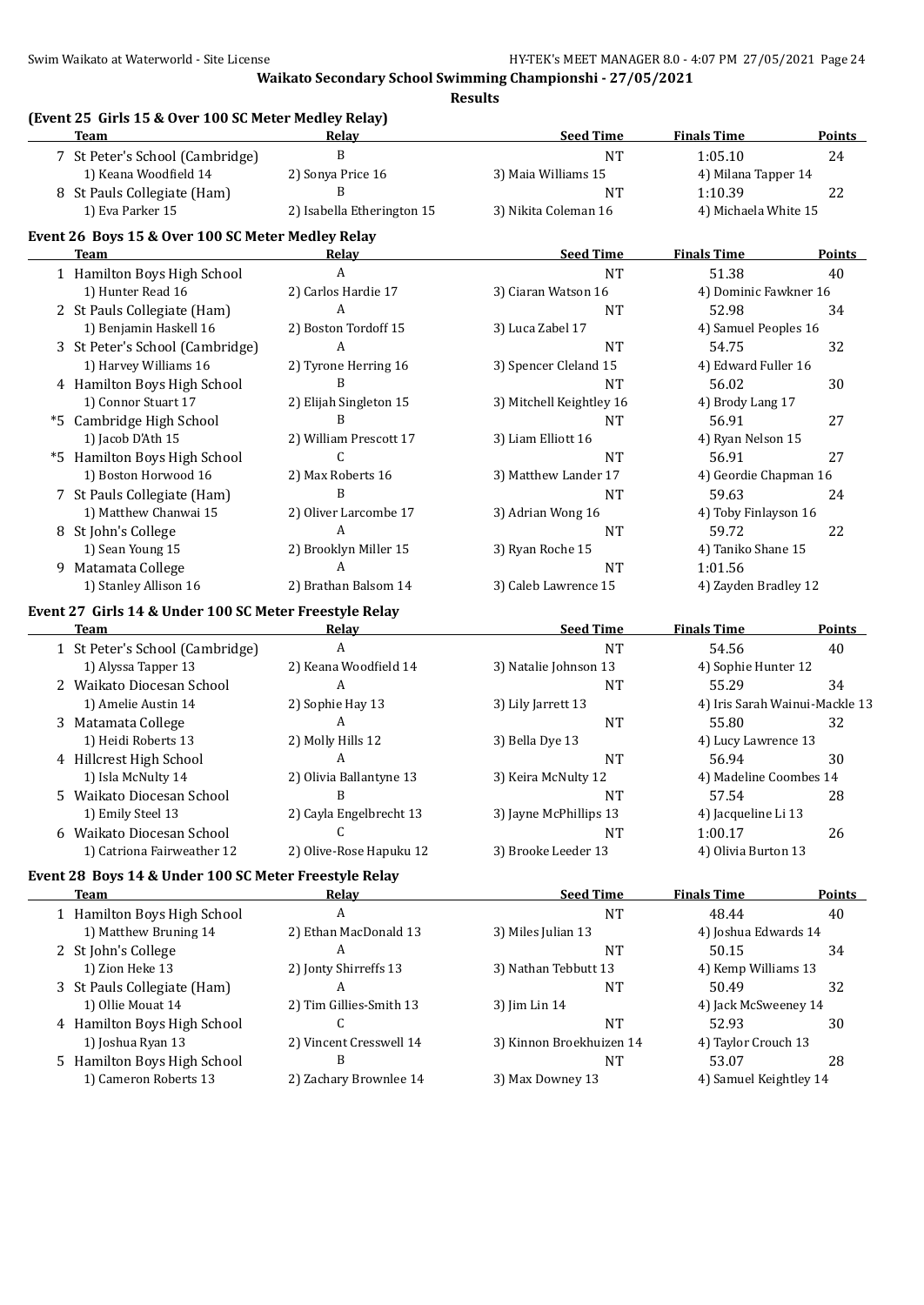## Waikato Secondary School Swimming Championshi - 27/05/2021

**Results**

### (Event 25 Girls 15 & Over 100 SC Meter Medley Relay)

| | Team | Relay | Seed Time | Finals Time | Points |
|---|---|---|---|---|---|
| 7 | St Peter's School (Cambridge) | B | NT | 1:05.10 | 24 |
| | 1) Keana Woodfield 14 | 2) Sonya Price 16 | 3) Maia Williams 15 | 4) Milana Tapper 14 | |
| 8 | St Pauls Collegiate (Ham) | B | NT | 1:10.39 | 22 |
| | 1) Eva Parker 15 | 2) Isabella Etherington 15 | 3) Nikita Coleman 16 | 4) Michaela White 15 | |

### Event 26 Boys 15 & Over 100 SC Meter Medley Relay

| | Team | Relay | Seed Time | Finals Time | Points |
|---|---|---|---|---|---|
| 1 | Hamilton Boys High School | A | NT | 51.38 | 40 |
| | 1) Hunter Read 16 | 2) Carlos Hardie 17 | 3) Ciaran Watson 16 | 4) Dominic Fawkner 16 | |
| 2 | St Pauls Collegiate (Ham) | A | NT | 52.98 | 34 |
| | 1) Benjamin Haskell 16 | 2) Boston Tordoff 15 | 3) Luca Zabel 17 | 4) Samuel Peoples 16 | |
| 3 | St Peter's School (Cambridge) | A | NT | 54.75 | 32 |
| | 1) Harvey Williams 16 | 2) Tyrone Herring 16 | 3) Spencer Cleland 15 | 4) Edward Fuller 16 | |
| 4 | Hamilton Boys High School | B | NT | 56.02 | 30 |
| | 1) Connor Stuart 17 | 2) Elijah Singleton 15 | 3) Mitchell Keightley 16 | 4) Brody Lang 17 | |
| *5 | Cambridge High School | B | NT | 56.91 | 27 |
| | 1) Jacob D'Ath 15 | 2) William Prescott 17 | 3) Liam Elliott 16 | 4) Ryan Nelson 15 | |
| *5 | Hamilton Boys High School | C | NT | 56.91 | 27 |
| | 1) Boston Horwood 16 | 2) Max Roberts 16 | 3) Matthew Lander 17 | 4) Geordie Chapman 16 | |
| 7 | St Pauls Collegiate (Ham) | B | NT | 59.63 | 24 |
| | 1) Matthew Chanwai 15 | 2) Oliver Larcombe 17 | 3) Adrian Wong 16 | 4) Toby Finlayson 16 | |
| 8 | St John's College | A | NT | 59.72 | 22 |
| | 1) Sean Young 15 | 2) Brooklyn Miller 15 | 3) Ryan Roche 15 | 4) Taniko Shane 15 | |
| 9 | Matamata College | A | NT | 1:01.56 | |
| | 1) Stanley Allison 16 | 2) Brathan Balsom 14 | 3) Caleb Lawrence 15 | 4) Zayden Bradley 12 | |

### Event 27 Girls 14 & Under 100 SC Meter Freestyle Relay

| | Team | Relay | Seed Time | Finals Time | Points |
|---|---|---|---|---|---|
| 1 | St Peter's School (Cambridge) | A | NT | 54.56 | 40 |
| | 1) Alyssa Tapper 13 | 2) Keana Woodfield 14 | 3) Natalie Johnson 13 | 4) Sophie Hunter 12 | |
| 2 | Waikato Diocesan School | A | NT | 55.29 | 34 |
| | 1) Amelie Austin 14 | 2) Sophie Hay 13 | 3) Lily Jarrett 13 | 4) Iris Sarah Wainui-Mackle 13 | |
| 3 | Matamata College | A | NT | 55.80 | 32 |
| | 1) Heidi Roberts 13 | 2) Molly Hills 12 | 3) Bella Dye 13 | 4) Lucy Lawrence 13 | |
| 4 | Hillcrest High School | A | NT | 56.94 | 30 |
| | 1) Isla McNulty 14 | 2) Olivia Ballantyne 13 | 3) Keira McNulty 12 | 4) Madeline Coombes 14 | |
| 5 | Waikato Diocesan School | B | NT | 57.54 | 28 |
| | 1) Emily Steel 13 | 2) Cayla Engelbrecht 13 | 3) Jayne McPhillips 13 | 4) Jacqueline Li 13 | |
| 6 | Waikato Diocesan School | C | NT | 1:00.17 | 26 |
| | 1) Catriona Fairweather 12 | 2) Olive-Rose Hapuku 12 | 3) Brooke Leeder 13 | 4) Olivia Burton 13 | |

### Event 28 Boys 14 & Under 100 SC Meter Freestyle Relay

| | Team | Relay | Seed Time | Finals Time | Points |
|---|---|---|---|---|---|
| 1 | Hamilton Boys High School | A | NT | 48.44 | 40 |
| | 1) Matthew Bruning 14 | 2) Ethan MacDonald 13 | 3) Miles Julian 13 | 4) Joshua Edwards 14 | |
| 2 | St John's College | A | NT | 50.15 | 34 |
| | 1) Zion Heke 13 | 2) Jonty Shirreffs 13 | 3) Nathan Tebbutt 13 | 4) Kemp Williams 13 | |
| 3 | St Pauls Collegiate (Ham) | A | NT | 50.49 | 32 |
| | 1) Ollie Mouat 14 | 2) Tim Gillies-Smith 13 | 3) Jim Lin 14 | 4) Jack McSweeney 14 | |
| 4 | Hamilton Boys High School | C | NT | 52.93 | 30 |
| | 1) Joshua Ryan 13 | 2) Vincent Cresswell 14 | 3) Kinnon Broekhuizen 14 | 4) Taylor Crouch 13 | |
| 5 | Hamilton Boys High School | B | NT | 53.07 | 28 |
| | 1) Cameron Roberts 13 | 2) Zachary Brownlee 14 | 3) Max Downey 13 | 4) Samuel Keightley 14 | |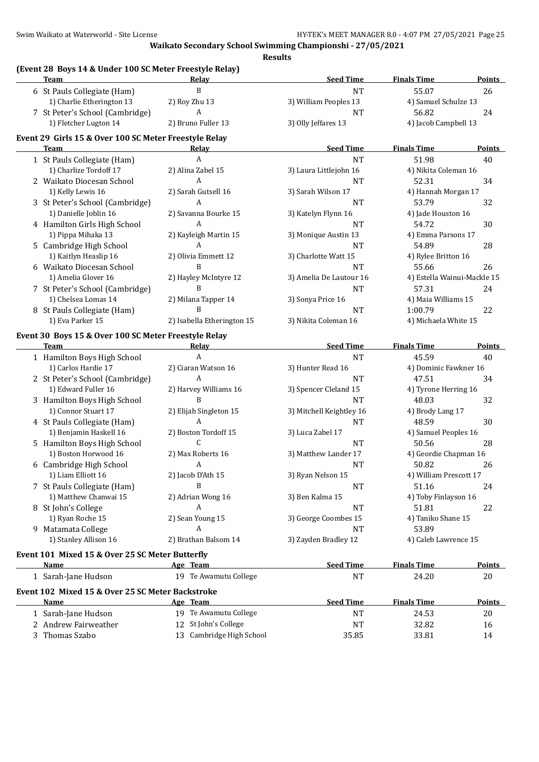## Waikato Secondary School Swimming Championshi - 27/05/2021

**Results**

### (Event 28 Boys 14 & Under 100 SC Meter Freestyle Relay)

| Team | Relay | Seed Time | Finals Time | Points |
|---|---|---|---|---|
| 6 St Pauls Collegiate (Ham) | B | NT | 55.07 | 26 |
| 1) Charlie Etherington 13 | 2) Roy Zhu 13 | 3) William Peoples 13 | 4) Samuel Schulze 13 | |
| 7 St Peter's School (Cambridge) | A | NT | 56.82 | 24 |
| 1) Fletcher Lugton 14 | 2) Bruno Fuller 13 | 3) Olly Jeffares 13 | 4) Jacob Campbell 13 | |

### Event 29 Girls 15 & Over 100 SC Meter Freestyle Relay

| Team | Relay | Seed Time | Finals Time | Points |
|---|---|---|---|---|
| 1 St Pauls Collegiate (Ham) | A | NT | 51.98 | 40 |
| 1) Charlize Tordoff 17 | 2) Alina Zabel 15 | 3) Laura Littlejohn 16 | 4) Nikita Coleman 16 | |
| 2 Waikato Diocesan School | A | NT | 52.31 | 34 |
| 1) Kelly Lewis 16 | 2) Sarah Gutsell 16 | 3) Sarah Wilson 17 | 4) Hannah Morgan 17 | |
| 3 St Peter's School (Cambridge) | A | NT | 53.79 | 32 |
| 1) Danielle Joblin 16 | 2) Savanna Bourke 15 | 3) Katelyn Flynn 16 | 4) Jade Houston 16 | |
| 4 Hamilton Girls High School | A | NT | 54.72 | 30 |
| 1) Pippa Mihaka 13 | 2) Kayleigh Martin 15 | 3) Monique Austin 13 | 4) Emma Parsons 17 | |
| 5 Cambridge High School | A | NT | 54.89 | 28 |
| 1) Kaitlyn Heaslip 16 | 2) Olivia Emmett 12 | 3) Charlotte Watt 15 | 4) Rylee Britton 16 | |
| 6 Waikato Diocesan School | B | NT | 55.66 | 26 |
| 1) Amelia Glover 16 | 2) Hayley McIntyre 12 | 3) Amelia De Lautour 16 | 4) Estella Wainui-Mackle 15 | |
| 7 St Peter's School (Cambridge) | B | NT | 57.31 | 24 |
| 1) Chelsea Lomas 14 | 2) Milana Tapper 14 | 3) Sonya Price 16 | 4) Maia Williams 15 | |
| 8 St Pauls Collegiate (Ham) | B | NT | 1:00.79 | 22 |
| 1) Eva Parker 15 | 2) Isabella Etherington 15 | 3) Nikita Coleman 16 | 4) Michaela White 15 | |

### Event 30 Boys 15 & Over 100 SC Meter Freestyle Relay

| Team | Relay | Seed Time | Finals Time | Points |
|---|---|---|---|---|
| 1 Hamilton Boys High School | A | NT | 45.59 | 40 |
| 1) Carlos Hardie 17 | 2) Ciaran Watson 16 | 3) Hunter Read 16 | 4) Dominic Fawkner 16 | |
| 2 St Peter's School (Cambridge) | A | NT | 47.51 | 34 |
| 1) Edward Fuller 16 | 2) Harvey Williams 16 | 3) Spencer Cleland 15 | 4) Tyrone Herring 16 | |
| 3 Hamilton Boys High School | B | NT | 48.03 | 32 |
| 1) Connor Stuart 17 | 2) Elijah Singleton 15 | 3) Mitchell Keightley 16 | 4) Brody Lang 17 | |
| 4 St Pauls Collegiate (Ham) | A | NT | 48.59 | 30 |
| 1) Benjamin Haskell 16 | 2) Boston Tordoff 15 | 3) Luca Zabel 17 | 4) Samuel Peoples 16 | |
| 5 Hamilton Boys High School | C | NT | 50.56 | 28 |
| 1) Boston Horwood 16 | 2) Max Roberts 16 | 3) Matthew Lander 17 | 4) Geordie Chapman 16 | |
| 6 Cambridge High School | A | NT | 50.82 | 26 |
| 1) Liam Elliott 16 | 2) Jacob D'Ath 15 | 3) Ryan Nelson 15 | 4) William Prescott 17 | |
| 7 St Pauls Collegiate (Ham) | B | NT | 51.16 | 24 |
| 1) Matthew Chanwai 15 | 2) Adrian Wong 16 | 3) Ben Kalma 15 | 4) Toby Finlayson 16 | |
| 8 St John's College | A | NT | 51.81 | 22 |
| 1) Ryan Roche 15 | 2) Sean Young 15 | 3) George Coombes 15 | 4) Taniko Shane 15 | |
| 9 Matamata College | A | NT | 53.89 | |
| 1) Stanley Allison 16 | 2) Brathan Balsom 14 | 3) Zayden Bradley 12 | 4) Caleb Lawrence 15 | |

### Event 101 Mixed 15 & Over 25 SC Meter Butterfly

| Name | Age | Team | Seed Time | Finals Time | Points |
|---|---|---|---|---|---|
| 1 Sarah-Jane Hudson | 19 | Te Awamutu College | NT | 24.20 | 20 |

### Event 102 Mixed 15 & Over 25 SC Meter Backstroke

| Name | Age | Team | Seed Time | Finals Time | Points |
|---|---|---|---|---|---|
| 1 Sarah-Jane Hudson | 19 | Te Awamutu College | NT | 24.53 | 20 |
| 2 Andrew Fairweather | 12 | St John's College | NT | 32.82 | 16 |
| 3 Thomas Szabo | 13 | Cambridge High School | 35.85 | 33.81 | 14 |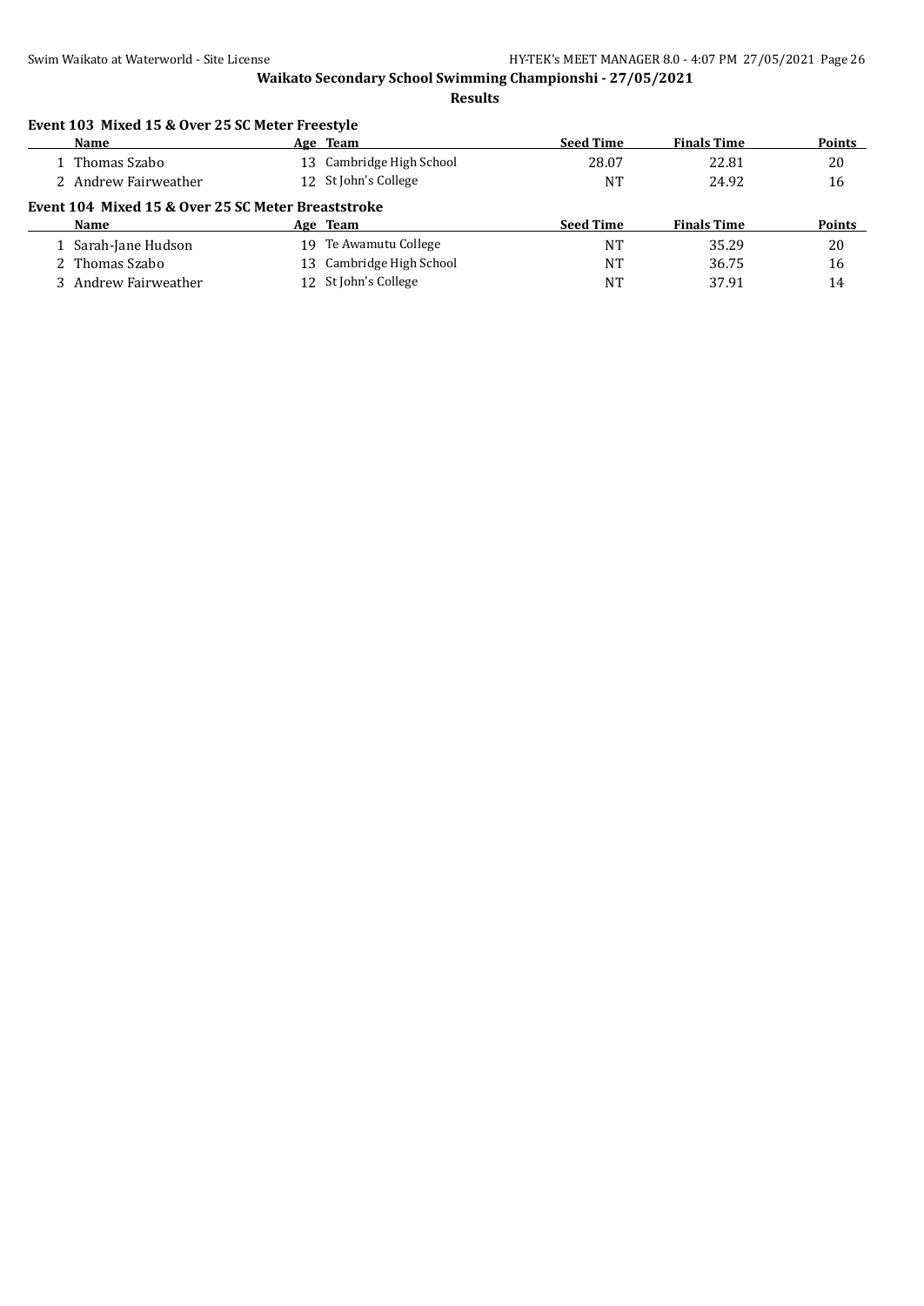## Waikato Secondary School Swimming Championshi - 27/05/2021

**Results**

### Event 103 Mixed 15 & Over 25 SC Meter Freestyle

| | Name | Age | Team | Seed Time | Finals Time | Points |
|---|---|---|---|---|---|---|
| 1 | Thomas Szabo | 13 | Cambridge High School | 28.07 | 22.81 | 20 |
| 2 | Andrew Fairweather | 12 | St John's College | NT | 24.92 | 16 |

### Event 104 Mixed 15 & Over 25 SC Meter Breaststroke

| | Name | Age | Team | Seed Time | Finals Time | Points |
|---|---|---|---|---|---|---|
| 1 | Sarah-Jane Hudson | 19 | Te Awamutu College | NT | 35.29 | 20 |
| 2 | Thomas Szabo | 13 | Cambridge High School | NT | 36.75 | 16 |
| 3 | Andrew Fairweather | 12 | St John's College | NT | 37.91 | 14 |